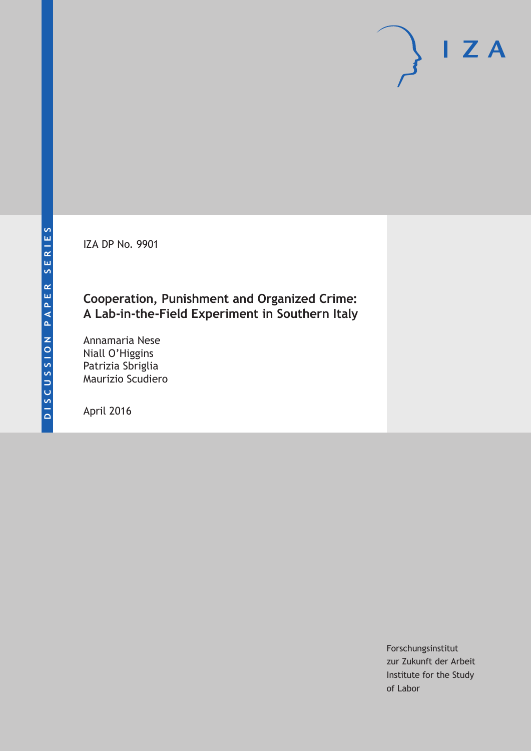IZA DP No. 9901

# Cooperation, Punishment and Organized Crime: A Lab-in-the-Field Experiment in Southern Italy

Annamaria Nese
Niall O'Higgins
Patrizia Sbriglia
Maurizio Scudiero

April 2016

DISCUSSION PAPER SERIES

I Z A

Forschungsinstitut
zur Zukunft der Arbeit
Institute for the Study
of Labor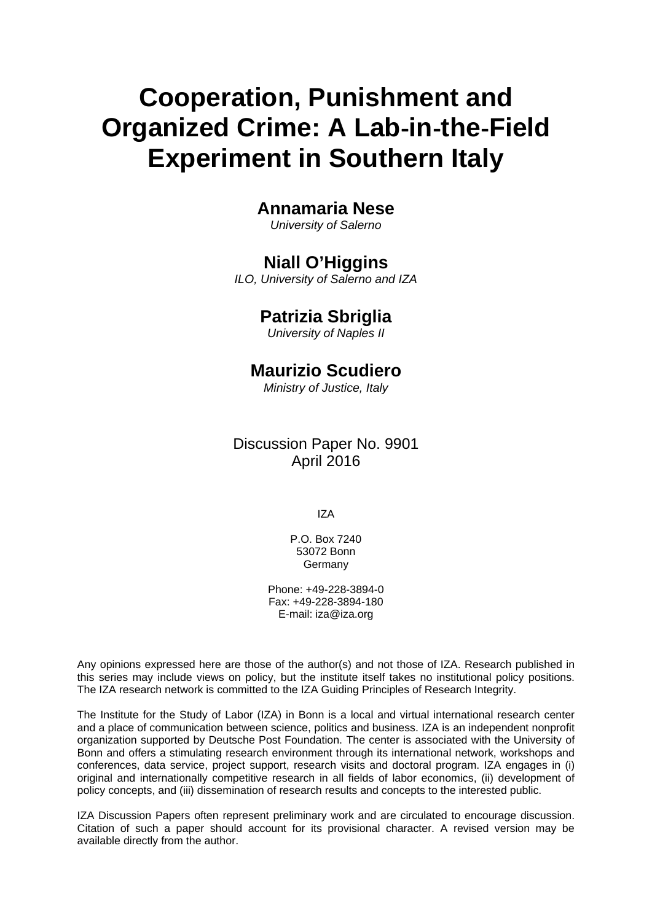# Cooperation, Punishment and Organized Crime: A Lab-in-the-Field Experiment in Southern Italy

**Annamaria Nese**
*University of Salerno*

**Niall O'Higgins**
*ILO, University of Salerno and IZA*

**Patrizia Sbriglia**
*University of Naples II*

**Maurizio Scudiero**
*Ministry of Justice, Italy*

Discussion Paper No. 9901
April 2016

IZA

P.O. Box 7240
53072 Bonn
Germany

Phone: +49-228-3894-0
Fax: +49-228-3894-180
E-mail: iza@iza.org

Any opinions expressed here are those of the author(s) and not those of IZA. Research published in this series may include views on policy, but the institute itself takes no institutional policy positions. The IZA research network is committed to the IZA Guiding Principles of Research Integrity.

The Institute for the Study of Labor (IZA) in Bonn is a local and virtual international research center and a place of communication between science, politics and business. IZA is an independent nonprofit organization supported by Deutsche Post Foundation. The center is associated with the University of Bonn and offers a stimulating research environment through its international network, workshops and conferences, data service, project support, research visits and doctoral program. IZA engages in (i) original and internationally competitive research in all fields of labor economics, (ii) development of policy concepts, and (iii) dissemination of research results and concepts to the interested public.

IZA Discussion Papers often represent preliminary work and are circulated to encourage discussion. Citation of such a paper should account for its provisional character. A revised version may be available directly from the author.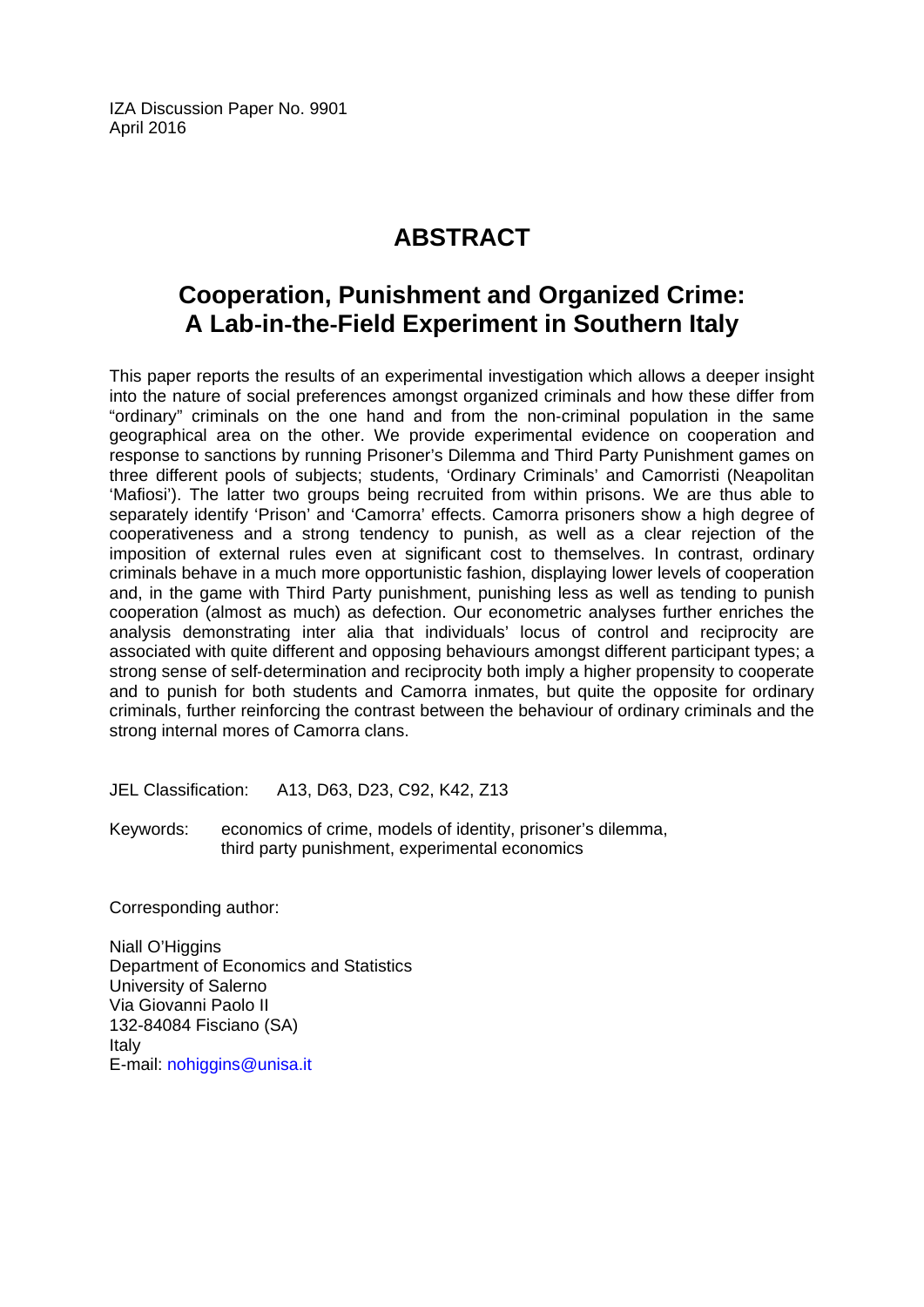IZA Discussion Paper No. 9901
April 2016

# ABSTRACT

## Cooperation, Punishment and Organized Crime: A Lab-in-the-Field Experiment in Southern Italy

This paper reports the results of an experimental investigation which allows a deeper insight into the nature of social preferences amongst organized criminals and how these differ from "ordinary" criminals on the one hand and from the non-criminal population in the same geographical area on the other. We provide experimental evidence on cooperation and response to sanctions by running Prisoner's Dilemma and Third Party Punishment games on three different pools of subjects; students, 'Ordinary Criminals' and Camorristi (Neapolitan 'Mafiosi'). The latter two groups being recruited from within prisons. We are thus able to separately identify 'Prison' and 'Camorra' effects. Camorra prisoners show a high degree of cooperativeness and a strong tendency to punish, as well as a clear rejection of the imposition of external rules even at significant cost to themselves. In contrast, ordinary criminals behave in a much more opportunistic fashion, displaying lower levels of cooperation and, in the game with Third Party punishment, punishing less as well as tending to punish cooperation (almost as much) as defection. Our econometric analyses further enriches the analysis demonstrating inter alia that individuals' locus of control and reciprocity are associated with quite different and opposing behaviours amongst different participant types; a strong sense of self-determination and reciprocity both imply a higher propensity to cooperate and to punish for both students and Camorra inmates, but quite the opposite for ordinary criminals, further reinforcing the contrast between the behaviour of ordinary criminals and the strong internal mores of Camorra clans.

JEL Classification: A13, D63, D23, C92, K42, Z13

Keywords: economics of crime, models of identity, prisoner's dilemma, third party punishment, experimental economics

Corresponding author:

Niall O'Higgins
Department of Economics and Statistics
University of Salerno
Via Giovanni Paolo II
132-84084 Fisciano (SA)
Italy
E-mail: nohiggins@unisa.it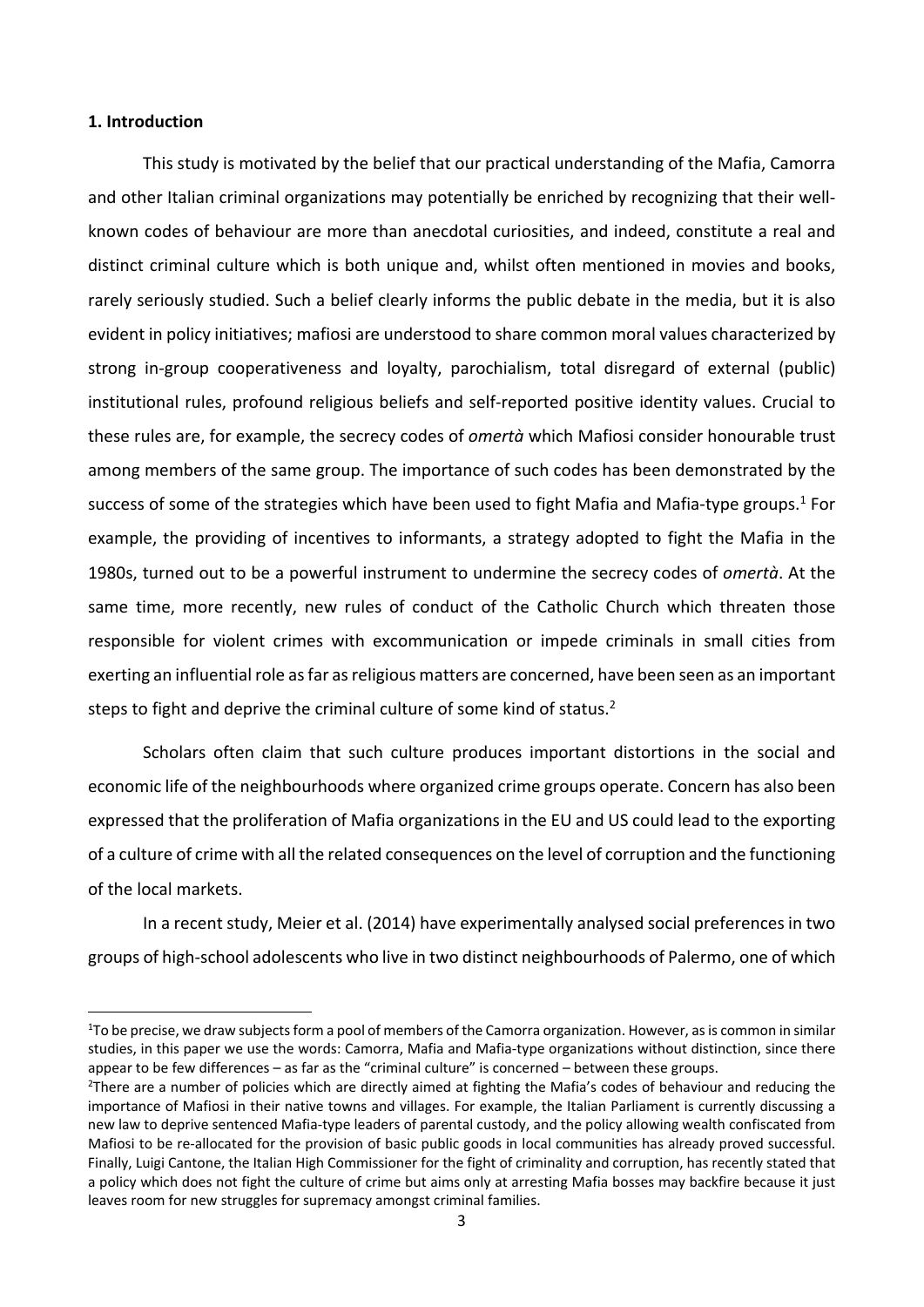## 1. Introduction

This study is motivated by the belief that our practical understanding of the Mafia, Camorra and other Italian criminal organizations may potentially be enriched by recognizing that their well-known codes of behaviour are more than anecdotal curiosities, and indeed, constitute a real and distinct criminal culture which is both unique and, whilst often mentioned in movies and books, rarely seriously studied. Such a belief clearly informs the public debate in the media, but it is also evident in policy initiatives; mafiosi are understood to share common moral values characterized by strong in-group cooperativeness and loyalty, parochialism, total disregard of external (public) institutional rules, profound religious beliefs and self-reported positive identity values. Crucial to these rules are, for example, the secrecy codes of *omertà* which Mafiosi consider honourable trust among members of the same group. The importance of such codes has been demonstrated by the success of some of the strategies which have been used to fight Mafia and Mafia-type groups.[1] For example, the providing of incentives to informants, a strategy adopted to fight the Mafia in the 1980s, turned out to be a powerful instrument to undermine the secrecy codes of *omertà*. At the same time, more recently, new rules of conduct of the Catholic Church which threaten those responsible for violent crimes with excommunication or impede criminals in small cities from exerting an influential role as far as religious matters are concerned, have been seen as an important steps to fight and deprive the criminal culture of some kind of status.[2]

Scholars often claim that such culture produces important distortions in the social and economic life of the neighbourhoods where organized crime groups operate. Concern has also been expressed that the proliferation of Mafia organizations in the EU and US could lead to the exporting of a culture of crime with all the related consequences on the level of corruption and the functioning of the local markets.

In a recent study, Meier et al. (2014) have experimentally analysed social preferences in two groups of high-school adolescents who live in two distinct neighbourhoods of Palermo, one of which

[1] To be precise, we draw subjects form a pool of members of the Camorra organization. However, as is common in similar studies, in this paper we use the words: Camorra, Mafia and Mafia-type organizations without distinction, since there appear to be few differences – as far as the "criminal culture" is concerned – between these groups.

[2] There are a number of policies which are directly aimed at fighting the Mafia's codes of behaviour and reducing the importance of Mafiosi in their native towns and villages. For example, the Italian Parliament is currently discussing a new law to deprive sentenced Mafia-type leaders of parental custody, and the policy allowing wealth confiscated from Mafiosi to be re-allocated for the provision of basic public goods in local communities has already proved successful. Finally, Luigi Cantone, the Italian High Commissioner for the fight of criminality and corruption, has recently stated that a policy which does not fight the culture of crime but aims only at arresting Mafia bosses may backfire because it just leaves room for new struggles for supremacy amongst criminal families.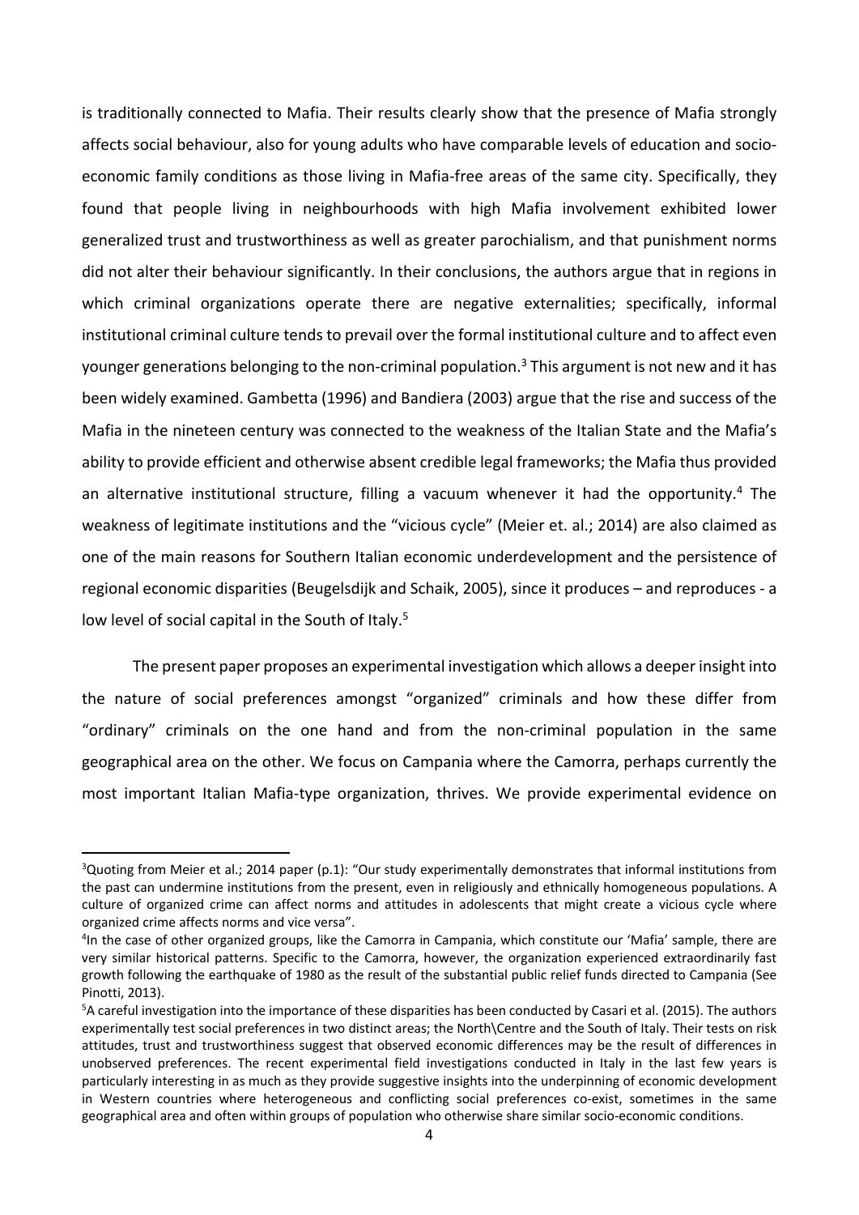is traditionally connected to Mafia. Their results clearly show that the presence of Mafia strongly affects social behaviour, also for young adults who have comparable levels of education and socio-economic family conditions as those living in Mafia-free areas of the same city. Specifically, they found that people living in neighbourhoods with high Mafia involvement exhibited lower generalized trust and trustworthiness as well as greater parochialism, and that punishment norms did not alter their behaviour significantly. In their conclusions, the authors argue that in regions in which criminal organizations operate there are negative externalities; specifically, informal institutional criminal culture tends to prevail over the formal institutional culture and to affect even younger generations belonging to the non-criminal population.[3] This argument is not new and it has been widely examined. Gambetta (1996) and Bandiera (2003) argue that the rise and success of the Mafia in the nineteen century was connected to the weakness of the Italian State and the Mafia's ability to provide efficient and otherwise absent credible legal frameworks; the Mafia thus provided an alternative institutional structure, filling a vacuum whenever it had the opportunity.[4] The weakness of legitimate institutions and the "vicious cycle" (Meier et. al.; 2014) are also claimed as one of the main reasons for Southern Italian economic underdevelopment and the persistence of regional economic disparities (Beugelsdijk and Schaik, 2005), since it produces – and reproduces - a low level of social capital in the South of Italy.[5]

The present paper proposes an experimental investigation which allows a deeper insight into the nature of social preferences amongst "organized" criminals and how these differ from "ordinary" criminals on the one hand and from the non-criminal population in the same geographical area on the other. We focus on Campania where the Camorra, perhaps currently the most important Italian Mafia-type organization, thrives. We provide experimental evidence on

---

[3] Quoting from Meier et al.; 2014 paper (p.1): "Our study experimentally demonstrates that informal institutions from the past can undermine institutions from the present, even in religiously and ethnically homogeneous populations. A culture of organized crime can affect norms and attitudes in adolescents that might create a vicious cycle where organized crime affects norms and vice versa".

[4] In the case of other organized groups, like the Camorra in Campania, which constitute our 'Mafia' sample, there are very similar historical patterns. Specific to the Camorra, however, the organization experienced extraordinarily fast growth following the earthquake of 1980 as the result of the substantial public relief funds directed to Campania (See Pinotti, 2013).

[5] A careful investigation into the importance of these disparities has been conducted by Casari et al. (2015). The authors experimentally test social preferences in two distinct areas; the North\Centre and the South of Italy. Their tests on risk attitudes, trust and trustworthiness suggest that observed economic differences may be the result of differences in unobserved preferences. The recent experimental field investigations conducted in Italy in the last few years is particularly interesting in as much as they provide suggestive insights into the underpinning of economic development in Western countries where heterogeneous and conflicting social preferences co-exist, sometimes in the same geographical area and often within groups of population who otherwise share similar socio-economic conditions.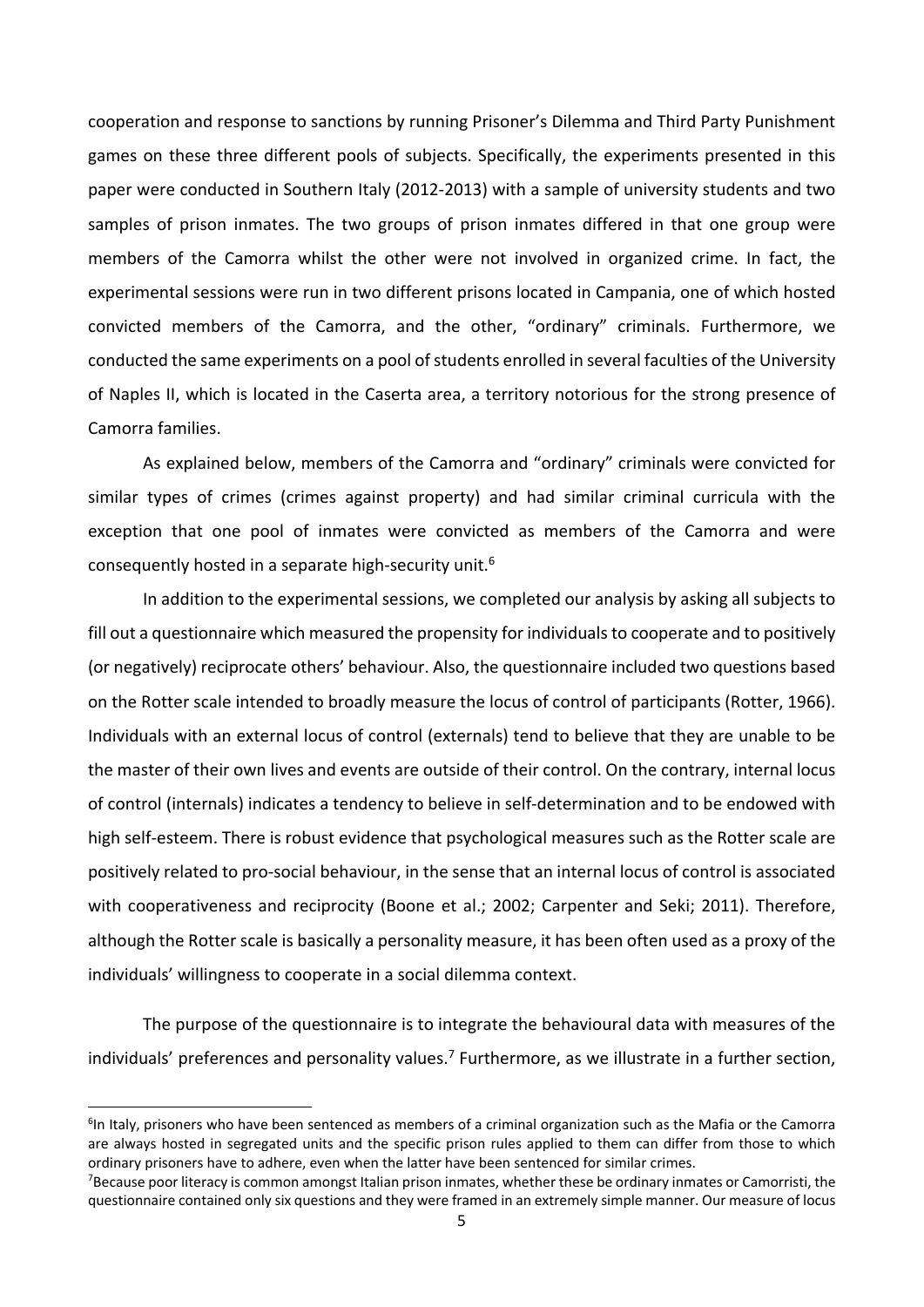cooperation and response to sanctions by running Prisoner's Dilemma and Third Party Punishment games on these three different pools of subjects. Specifically, the experiments presented in this paper were conducted in Southern Italy (2012-2013) with a sample of university students and two samples of prison inmates. The two groups of prison inmates differed in that one group were members of the Camorra whilst the other were not involved in organized crime. In fact, the experimental sessions were run in two different prisons located in Campania, one of which hosted convicted members of the Camorra, and the other, "ordinary" criminals. Furthermore, we conducted the same experiments on a pool of students enrolled in several faculties of the University of Naples II, which is located in the Caserta area, a territory notorious for the strong presence of Camorra families.

As explained below, members of the Camorra and "ordinary" criminals were convicted for similar types of crimes (crimes against property) and had similar criminal curricula with the exception that one pool of inmates were convicted as members of the Camorra and were consequently hosted in a separate high-security unit.[6]

In addition to the experimental sessions, we completed our analysis by asking all subjects to fill out a questionnaire which measured the propensity for individuals to cooperate and to positively (or negatively) reciprocate others' behaviour. Also, the questionnaire included two questions based on the Rotter scale intended to broadly measure the locus of control of participants (Rotter, 1966). Individuals with an external locus of control (externals) tend to believe that they are unable to be the master of their own lives and events are outside of their control. On the contrary, internal locus of control (internals) indicates a tendency to believe in self-determination and to be endowed with high self-esteem. There is robust evidence that psychological measures such as the Rotter scale are positively related to pro-social behaviour, in the sense that an internal locus of control is associated with cooperativeness and reciprocity (Boone et al.; 2002; Carpenter and Seki; 2011). Therefore, although the Rotter scale is basically a personality measure, it has been often used as a proxy of the individuals' willingness to cooperate in a social dilemma context.

The purpose of the questionnaire is to integrate the behavioural data with measures of the individuals' preferences and personality values.[7] Furthermore, as we illustrate in a further section,

---

[6] In Italy, prisoners who have been sentenced as members of a criminal organization such as the Mafia or the Camorra are always hosted in segregated units and the specific prison rules applied to them can differ from those to which ordinary prisoners have to adhere, even when the latter have been sentenced for similar crimes.

[7] Because poor literacy is common amongst Italian prison inmates, whether these be ordinary inmates or Camorristi, the questionnaire contained only six questions and they were framed in an extremely simple manner. Our measure of locus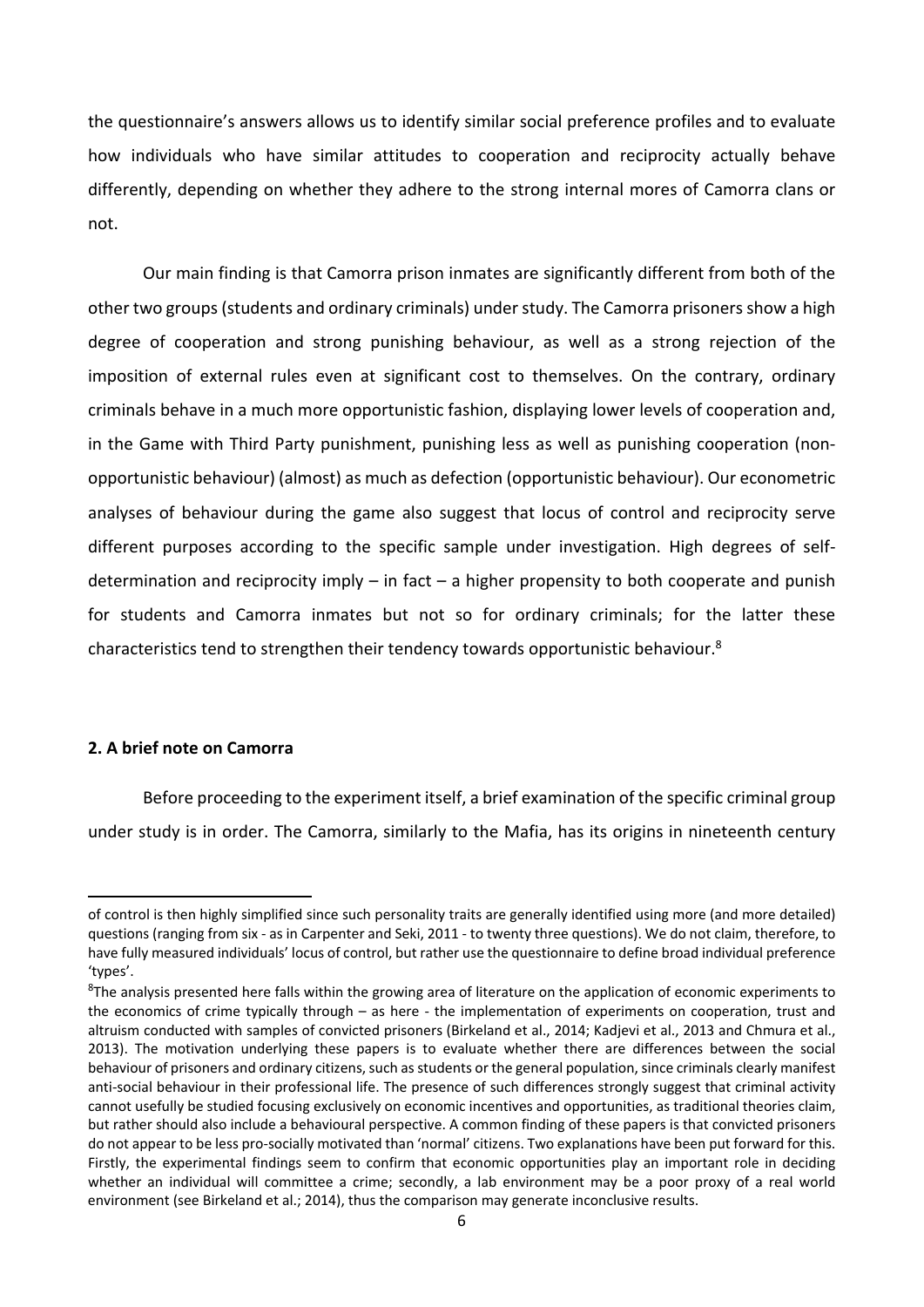the questionnaire's answers allows us to identify similar social preference profiles and to evaluate how individuals who have similar attitudes to cooperation and reciprocity actually behave differently, depending on whether they adhere to the strong internal mores of Camorra clans or not.

Our main finding is that Camorra prison inmates are significantly different from both of the other two groups (students and ordinary criminals) under study. The Camorra prisoners show a high degree of cooperation and strong punishing behaviour, as well as a strong rejection of the imposition of external rules even at significant cost to themselves. On the contrary, ordinary criminals behave in a much more opportunistic fashion, displaying lower levels of cooperation and, in the Game with Third Party punishment, punishing less as well as punishing cooperation (non-opportunistic behaviour) (almost) as much as defection (opportunistic behaviour). Our econometric analyses of behaviour during the game also suggest that locus of control and reciprocity serve different purposes according to the specific sample under investigation. High degrees of self-determination and reciprocity imply – in fact – a higher propensity to both cooperate and punish for students and Camorra inmates but not so for ordinary criminals; for the latter these characteristics tend to strengthen their tendency towards opportunistic behaviour.[8]

## 2. A brief note on Camorra

Before proceeding to the experiment itself, a brief examination of the specific criminal group under study is in order. The Camorra, similarly to the Mafia, has its origins in nineteenth century

---

of control is then highly simplified since such personality traits are generally identified using more (and more detailed) questions (ranging from six - as in Carpenter and Seki, 2011 - to twenty three questions). We do not claim, therefore, to have fully measured individuals' locus of control, but rather use the questionnaire to define broad individual preference 'types'.

[8] The analysis presented here falls within the growing area of literature on the application of economic experiments to the economics of crime typically through – as here - the implementation of experiments on cooperation, trust and altruism conducted with samples of convicted prisoners (Birkeland et al., 2014; Kadjevi et al., 2013 and Chmura et al., 2013). The motivation underlying these papers is to evaluate whether there are differences between the social behaviour of prisoners and ordinary citizens, such as students or the general population, since criminals clearly manifest anti-social behaviour in their professional life. The presence of such differences strongly suggest that criminal activity cannot usefully be studied focusing exclusively on economic incentives and opportunities, as traditional theories claim, but rather should also include a behavioural perspective. A common finding of these papers is that convicted prisoners do not appear to be less pro-socially motivated than 'normal' citizens. Two explanations have been put forward for this. Firstly, the experimental findings seem to confirm that economic opportunities play an important role in deciding whether an individual will committee a crime; secondly, a lab environment may be a poor proxy of a real world environment (see Birkeland et al.; 2014), thus the comparison may generate inconclusive results.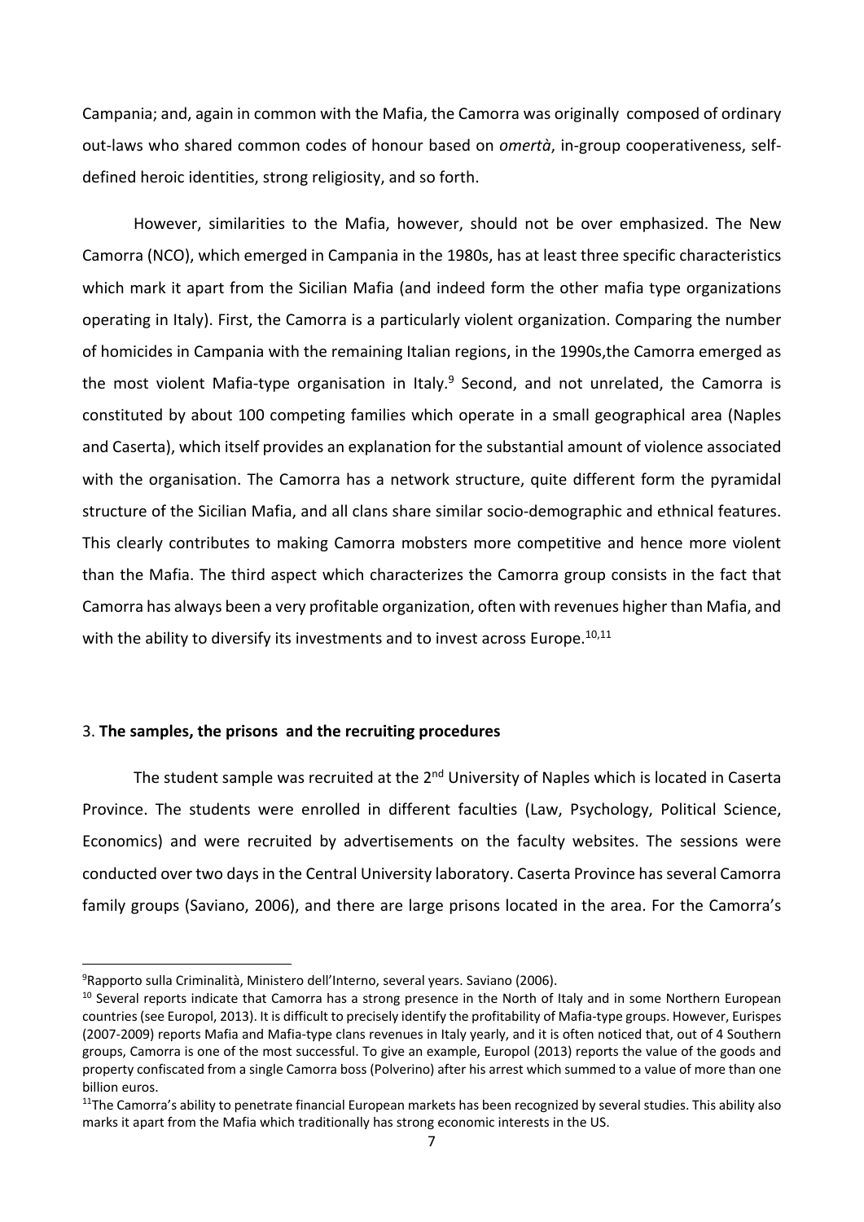Campania; and, again in common with the Mafia, the Camorra was originally composed of ordinary out-laws who shared common codes of honour based on *omertà*, in-group cooperativeness, self-defined heroic identities, strong religiosity, and so forth.

However, similarities to the Mafia, however, should not be over emphasized. The New Camorra (NCO), which emerged in Campania in the 1980s, has at least three specific characteristics which mark it apart from the Sicilian Mafia (and indeed form the other mafia type organizations operating in Italy). First, the Camorra is a particularly violent organization. Comparing the number of homicides in Campania with the remaining Italian regions, in the 1990s,the Camorra emerged as the most violent Mafia-type organisation in Italy.[9] Second, and not unrelated, the Camorra is constituted by about 100 competing families which operate in a small geographical area (Naples and Caserta), which itself provides an explanation for the substantial amount of violence associated with the organisation. The Camorra has a network structure, quite different form the pyramidal structure of the Sicilian Mafia, and all clans share similar socio-demographic and ethnical features. This clearly contributes to making Camorra mobsters more competitive and hence more violent than the Mafia. The third aspect which characterizes the Camorra group consists in the fact that Camorra has always been a very profitable organization, often with revenues higher than Mafia, and with the ability to diversify its investments and to invest across Europe.[10,11]

## 3. **The samples, the prisons and the recruiting procedures**

The student sample was recruited at the 2nd University of Naples which is located in Caserta Province. The students were enrolled in different faculties (Law, Psychology, Political Science, Economics) and were recruited by advertisements on the faculty websites. The sessions were conducted over two days in the Central University laboratory. Caserta Province has several Camorra family groups (Saviano, 2006), and there are large prisons located in the area. For the Camorra's

---

[9] Rapporto sulla Criminalità, Ministero dell'Interno, several years. Saviano (2006).

[10] Several reports indicate that Camorra has a strong presence in the North of Italy and in some Northern European countries (see Europol, 2013). It is difficult to precisely identify the profitability of Mafia-type groups. However, Eurispes (2007-2009) reports Mafia and Mafia-type clans revenues in Italy yearly, and it is often noticed that, out of 4 Southern groups, Camorra is one of the most successful. To give an example, Europol (2013) reports the value of the goods and property confiscated from a single Camorra boss (Polverino) after his arrest which summed to a value of more than one billion euros.

[11] The Camorra's ability to penetrate financial European markets has been recognized by several studies. This ability also marks it apart from the Mafia which traditionally has strong economic interests in the US.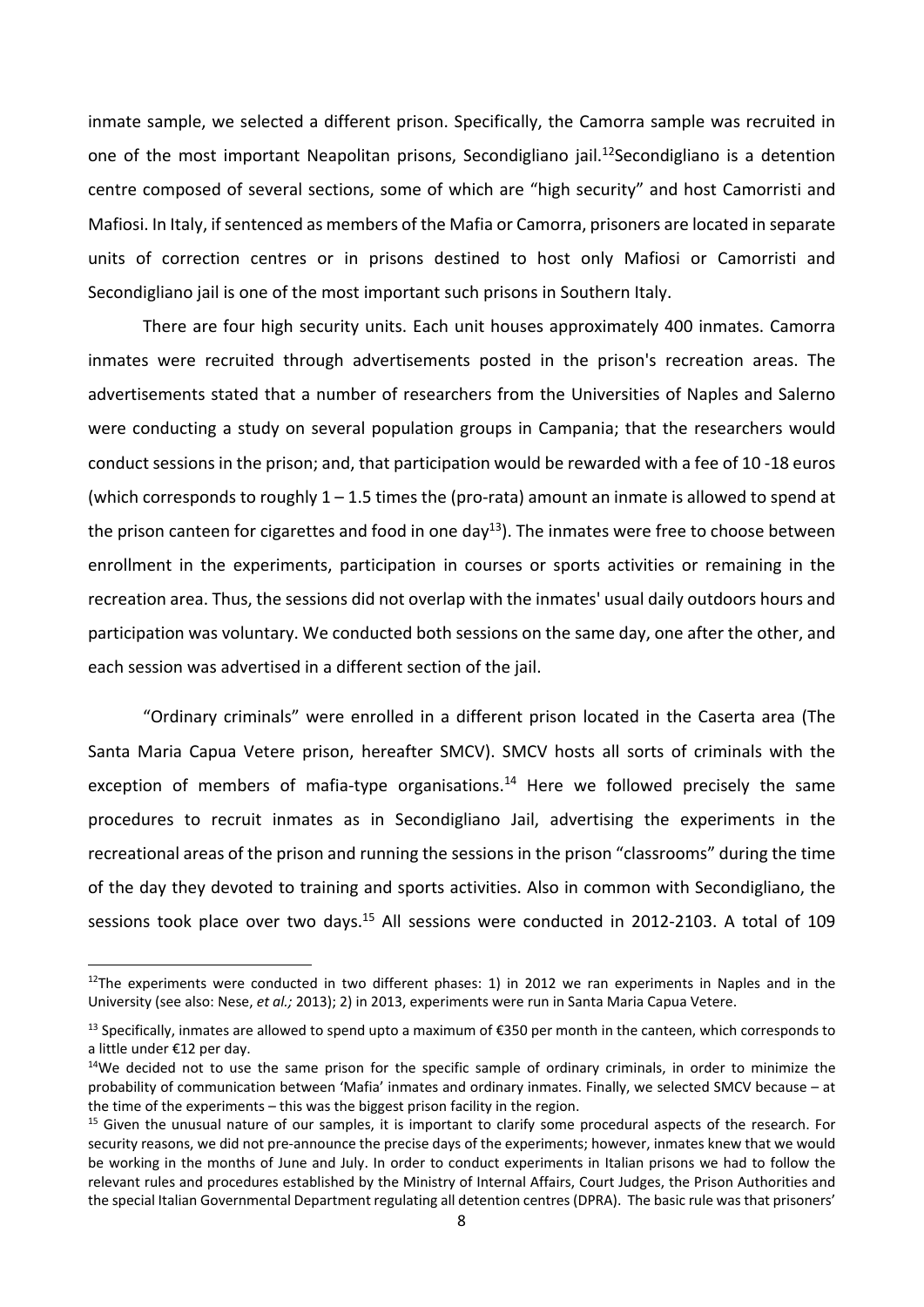inmate sample, we selected a different prison. Specifically, the Camorra sample was recruited in one of the most important Neapolitan prisons, Secondigliano jail.[12]Secondigliano is a detention centre composed of several sections, some of which are "high security" and host Camorristi and Mafiosi. In Italy, if sentenced as members of the Mafia or Camorra, prisoners are located in separate units of correction centres or in prisons destined to host only Mafiosi or Camorristi and Secondigliano jail is one of the most important such prisons in Southern Italy.

There are four high security units. Each unit houses approximately 400 inmates. Camorra inmates were recruited through advertisements posted in the prison's recreation areas. The advertisements stated that a number of researchers from the Universities of Naples and Salerno were conducting a study on several population groups in Campania; that the researchers would conduct sessions in the prison; and, that participation would be rewarded with a fee of 10 -18 euros (which corresponds to roughly 1 – 1.5 times the (pro-rata) amount an inmate is allowed to spend at the prison canteen for cigarettes and food in one day[13]). The inmates were free to choose between enrollment in the experiments, participation in courses or sports activities or remaining in the recreation area. Thus, the sessions did not overlap with the inmates' usual daily outdoors hours and participation was voluntary. We conducted both sessions on the same day, one after the other, and each session was advertised in a different section of the jail.

"Ordinary criminals" were enrolled in a different prison located in the Caserta area (The Santa Maria Capua Vetere prison, hereafter SMCV). SMCV hosts all sorts of criminals with the exception of members of mafia-type organisations.[14] Here we followed precisely the same procedures to recruit inmates as in Secondigliano Jail, advertising the experiments in the recreational areas of the prison and running the sessions in the prison "classrooms" during the time of the day they devoted to training and sports activities. Also in common with Secondigliano, the sessions took place over two days.[15] All sessions were conducted in 2012-2103. A total of 109

---

[12]The experiments were conducted in two different phases: 1) in 2012 we ran experiments in Naples and in the University (see also: Nese, *et al.;* 2013); 2) in 2013, experiments were run in Santa Maria Capua Vetere.

[13] Specifically, inmates are allowed to spend upto a maximum of €350 per month in the canteen, which corresponds to a little under €12 per day.

[14]We decided not to use the same prison for the specific sample of ordinary criminals, in order to minimize the probability of communication between 'Mafia' inmates and ordinary inmates. Finally, we selected SMCV because – at the time of the experiments – this was the biggest prison facility in the region.

[15] Given the unusual nature of our samples, it is important to clarify some procedural aspects of the research. For security reasons, we did not pre-announce the precise days of the experiments; however, inmates knew that we would be working in the months of June and July. In order to conduct experiments in Italian prisons we had to follow the relevant rules and procedures established by the Ministry of Internal Affairs, Court Judges, the Prison Authorities and the special Italian Governmental Department regulating all detention centres (DPRA). The basic rule was that prisoners'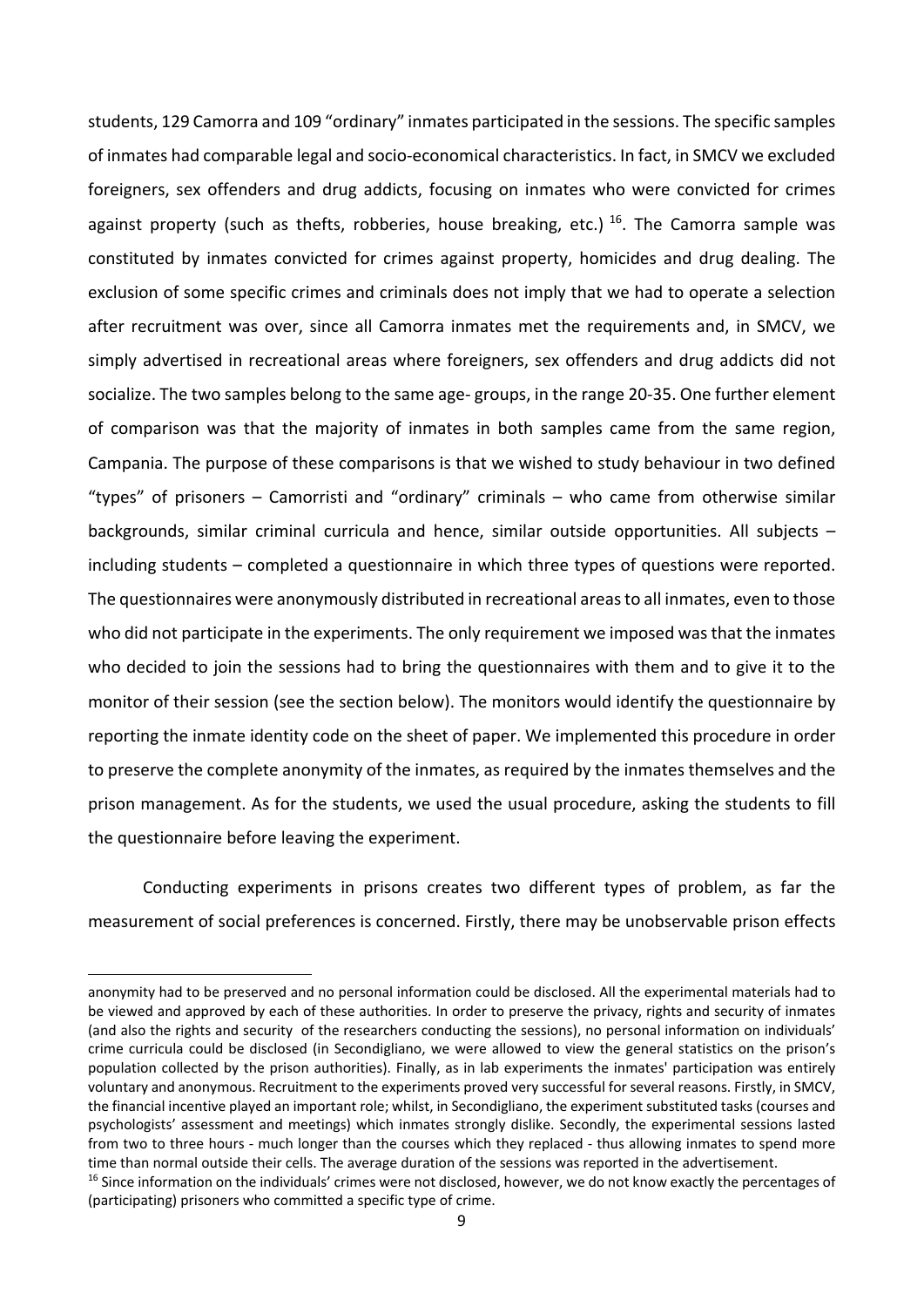students, 129 Camorra and 109 "ordinary" inmates participated in the sessions. The specific samples of inmates had comparable legal and socio-economical characteristics. In fact, in SMCV we excluded foreigners, sex offenders and drug addicts, focusing on inmates who were convicted for crimes against property (such as thefts, robberies, house breaking, etc.) [16]. The Camorra sample was constituted by inmates convicted for crimes against property, homicides and drug dealing. The exclusion of some specific crimes and criminals does not imply that we had to operate a selection after recruitment was over, since all Camorra inmates met the requirements and, in SMCV, we simply advertised in recreational areas where foreigners, sex offenders and drug addicts did not socialize. The two samples belong to the same age- groups, in the range 20-35. One further element of comparison was that the majority of inmates in both samples came from the same region, Campania. The purpose of these comparisons is that we wished to study behaviour in two defined "types" of prisoners – Camorristi and "ordinary" criminals – who came from otherwise similar backgrounds, similar criminal curricula and hence, similar outside opportunities. All subjects – including students – completed a questionnaire in which three types of questions were reported. The questionnaires were anonymously distributed in recreational areas to all inmates, even to those who did not participate in the experiments. The only requirement we imposed was that the inmates who decided to join the sessions had to bring the questionnaires with them and to give it to the monitor of their session (see the section below). The monitors would identify the questionnaire by reporting the inmate identity code on the sheet of paper. We implemented this procedure in order to preserve the complete anonymity of the inmates, as required by the inmates themselves and the prison management. As for the students, we used the usual procedure, asking the students to fill the questionnaire before leaving the experiment.

Conducting experiments in prisons creates two different types of problem, as far the measurement of social preferences is concerned. Firstly, there may be unobservable prison effects

---

anonymity had to be preserved and no personal information could be disclosed. All the experimental materials had to be viewed and approved by each of these authorities. In order to preserve the privacy, rights and security of inmates (and also the rights and security of the researchers conducting the sessions), no personal information on individuals' crime curricula could be disclosed (in Secondigliano, we were allowed to view the general statistics on the prison's population collected by the prison authorities). Finally, as in lab experiments the inmates' participation was entirely voluntary and anonymous. Recruitment to the experiments proved very successful for several reasons. Firstly, in SMCV, the financial incentive played an important role; whilst, in Secondigliano, the experiment substituted tasks (courses and psychologists' assessment and meetings) which inmates strongly dislike. Secondly, the experimental sessions lasted from two to three hours - much longer than the courses which they replaced - thus allowing inmates to spend more time than normal outside their cells. The average duration of the sessions was reported in the advertisement.

[16] Since information on the individuals' crimes were not disclosed, however, we do not know exactly the percentages of (participating) prisoners who committed a specific type of crime.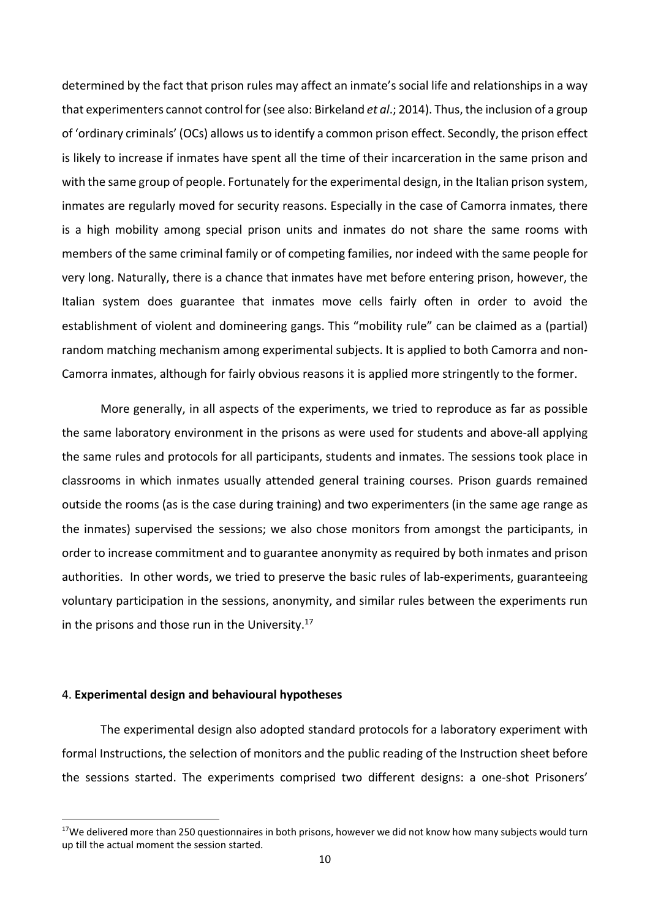determined by the fact that prison rules may affect an inmate's social life and relationships in a way that experimenters cannot control for (see also: Birkeland *et al*.; 2014). Thus, the inclusion of a group of 'ordinary criminals' (OCs) allows us to identify a common prison effect. Secondly, the prison effect is likely to increase if inmates have spent all the time of their incarceration in the same prison and with the same group of people. Fortunately for the experimental design, in the Italian prison system, inmates are regularly moved for security reasons. Especially in the case of Camorra inmates, there is a high mobility among special prison units and inmates do not share the same rooms with members of the same criminal family or of competing families, nor indeed with the same people for very long. Naturally, there is a chance that inmates have met before entering prison, however, the Italian system does guarantee that inmates move cells fairly often in order to avoid the establishment of violent and domineering gangs. This "mobility rule" can be claimed as a (partial) random matching mechanism among experimental subjects. It is applied to both Camorra and non-Camorra inmates, although for fairly obvious reasons it is applied more stringently to the former.

More generally, in all aspects of the experiments, we tried to reproduce as far as possible the same laboratory environment in the prisons as were used for students and above-all applying the same rules and protocols for all participants, students and inmates. The sessions took place in classrooms in which inmates usually attended general training courses. Prison guards remained outside the rooms (as is the case during training) and two experimenters (in the same age range as the inmates) supervised the sessions; we also chose monitors from amongst the participants, in order to increase commitment and to guarantee anonymity as required by both inmates and prison authorities. In other words, we tried to preserve the basic rules of lab-experiments, guaranteeing voluntary participation in the sessions, anonymity, and similar rules between the experiments run in the prisons and those run in the University.[17]

## 4. **Experimental design and behavioural hypotheses**

The experimental design also adopted standard protocols for a laboratory experiment with formal Instructions, the selection of monitors and the public reading of the Instruction sheet before the sessions started. The experiments comprised two different designs: a one-shot Prisoners'

[17] We delivered more than 250 questionnaires in both prisons, however we did not know how many subjects would turn up till the actual moment the session started.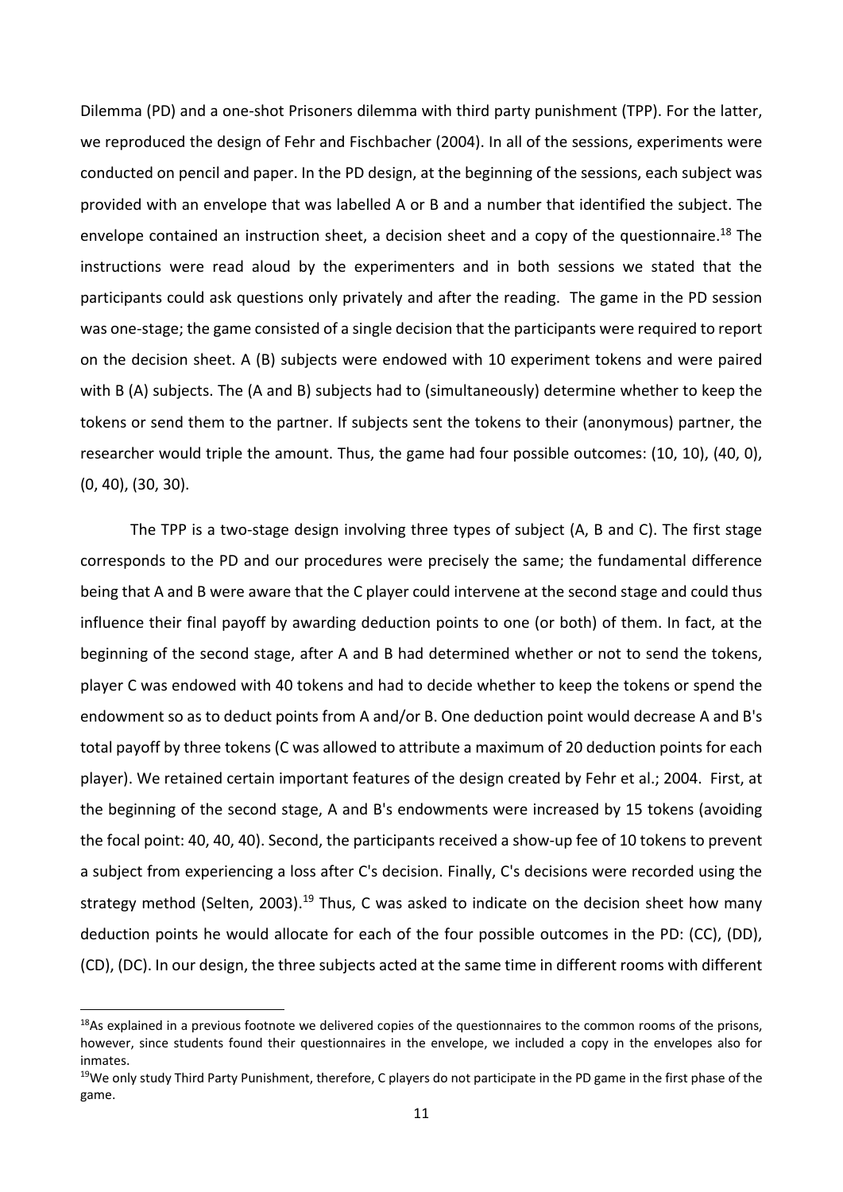Dilemma (PD) and a one-shot Prisoners dilemma with third party punishment (TPP). For the latter, we reproduced the design of Fehr and Fischbacher (2004). In all of the sessions, experiments were conducted on pencil and paper. In the PD design, at the beginning of the sessions, each subject was provided with an envelope that was labelled A or B and a number that identified the subject. The envelope contained an instruction sheet, a decision sheet and a copy of the questionnaire.[18] The instructions were read aloud by the experimenters and in both sessions we stated that the participants could ask questions only privately and after the reading. The game in the PD session was one-stage; the game consisted of a single decision that the participants were required to report on the decision sheet. A (B) subjects were endowed with 10 experiment tokens and were paired with B (A) subjects. The (A and B) subjects had to (simultaneously) determine whether to keep the tokens or send them to the partner. If subjects sent the tokens to their (anonymous) partner, the researcher would triple the amount. Thus, the game had four possible outcomes: (10, 10), (40, 0), (0, 40), (30, 30).

The TPP is a two-stage design involving three types of subject (A, B and C). The first stage corresponds to the PD and our procedures were precisely the same; the fundamental difference being that A and B were aware that the C player could intervene at the second stage and could thus influence their final payoff by awarding deduction points to one (or both) of them. In fact, at the beginning of the second stage, after A and B had determined whether or not to send the tokens, player C was endowed with 40 tokens and had to decide whether to keep the tokens or spend the endowment so as to deduct points from A and/or B. One deduction point would decrease A and B's total payoff by three tokens (C was allowed to attribute a maximum of 20 deduction points for each player). We retained certain important features of the design created by Fehr et al.; 2004. First, at the beginning of the second stage, A and B's endowments were increased by 15 tokens (avoiding the focal point: 40, 40, 40). Second, the participants received a show-up fee of 10 tokens to prevent a subject from experiencing a loss after C's decision. Finally, C's decisions were recorded using the strategy method (Selten, 2003).[19] Thus, C was asked to indicate on the decision sheet how many deduction points he would allocate for each of the four possible outcomes in the PD: (CC), (DD), (CD), (DC). In our design, the three subjects acted at the same time in different rooms with different

[18]As explained in a previous footnote we delivered copies of the questionnaires to the common rooms of the prisons, however, since students found their questionnaires in the envelope, we included a copy in the envelopes also for inmates.

[19]We only study Third Party Punishment, therefore, C players do not participate in the PD game in the first phase of the game.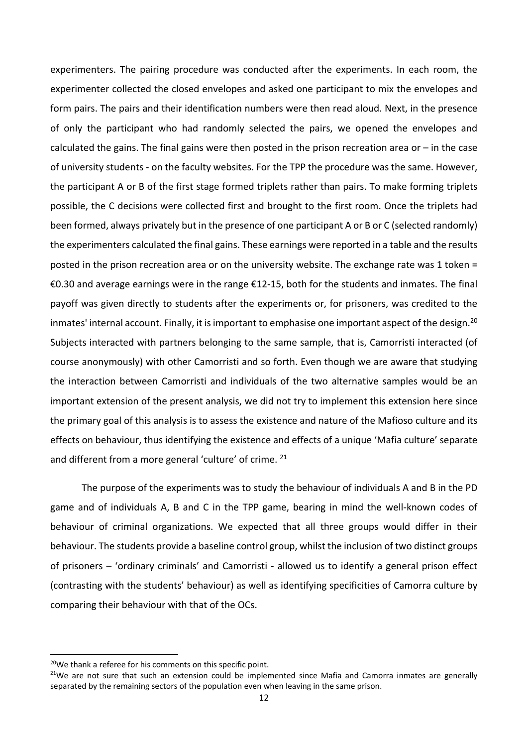experimenters. The pairing procedure was conducted after the experiments. In each room, the experimenter collected the closed envelopes and asked one participant to mix the envelopes and form pairs. The pairs and their identification numbers were then read aloud. Next, in the presence of only the participant who had randomly selected the pairs, we opened the envelopes and calculated the gains. The final gains were then posted in the prison recreation area or – in the case of university students - on the faculty websites. For the TPP the procedure was the same. However, the participant A or B of the first stage formed triplets rather than pairs. To make forming triplets possible, the C decisions were collected first and brought to the first room. Once the triplets had been formed, always privately but in the presence of one participant A or B or C (selected randomly) the experimenters calculated the final gains. These earnings were reported in a table and the results posted in the prison recreation area or on the university website. The exchange rate was 1 token = €0.30 and average earnings were in the range €12-15, both for the students and inmates. The final payoff was given directly to students after the experiments or, for prisoners, was credited to the inmates' internal account. Finally, it is important to emphasise one important aspect of the design.[20] Subjects interacted with partners belonging to the same sample, that is, Camorristi interacted (of course anonymously) with other Camorristi and so forth. Even though we are aware that studying the interaction between Camorristi and individuals of the two alternative samples would be an important extension of the present analysis, we did not try to implement this extension here since the primary goal of this analysis is to assess the existence and nature of the Mafioso culture and its effects on behaviour, thus identifying the existence and effects of a unique 'Mafia culture' separate and different from a more general 'culture' of crime. [21]

The purpose of the experiments was to study the behaviour of individuals A and B in the PD game and of individuals A, B and C in the TPP game, bearing in mind the well-known codes of behaviour of criminal organizations. We expected that all three groups would differ in their behaviour. The students provide a baseline control group, whilst the inclusion of two distinct groups of prisoners – 'ordinary criminals' and Camorristi - allowed us to identify a general prison effect (contrasting with the students' behaviour) as well as identifying specificities of Camorra culture by comparing their behaviour with that of the OCs.

[20]We thank a referee for his comments on this specific point.

[21]We are not sure that such an extension could be implemented since Mafia and Camorra inmates are generally separated by the remaining sectors of the population even when leaving in the same prison.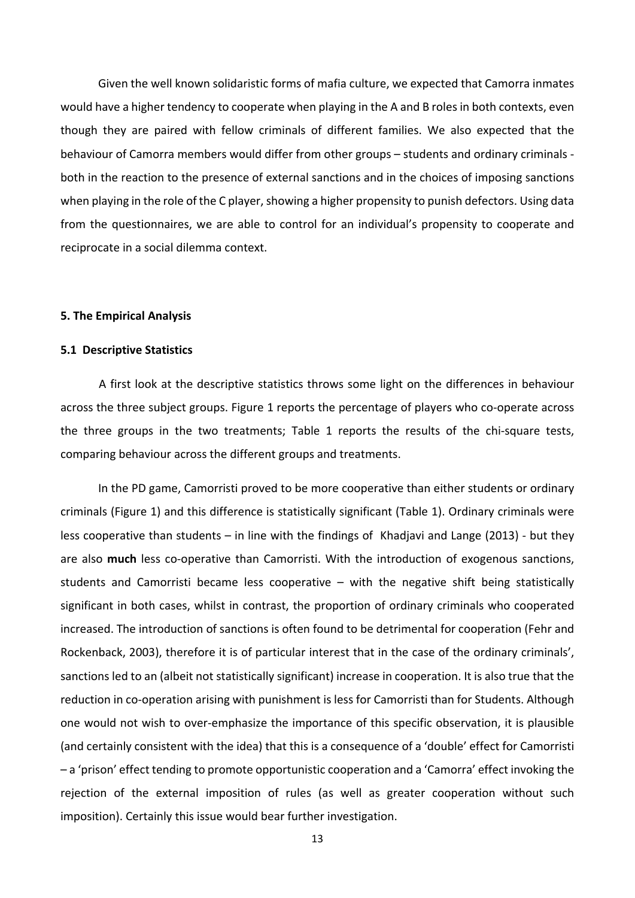Given the well known solidaristic forms of mafia culture, we expected that Camorra inmates would have a higher tendency to cooperate when playing in the A and B roles in both contexts, even though they are paired with fellow criminals of different families. We also expected that the behaviour of Camorra members would differ from other groups – students and ordinary criminals - both in the reaction to the presence of external sanctions and in the choices of imposing sanctions when playing in the role of the C player, showing a higher propensity to punish defectors. Using data from the questionnaires, we are able to control for an individual's propensity to cooperate and reciprocate in a social dilemma context.

## 5. The Empirical Analysis

### 5.1 Descriptive Statistics

A first look at the descriptive statistics throws some light on the differences in behaviour across the three subject groups. Figure 1 reports the percentage of players who co-operate across the three groups in the two treatments; Table 1 reports the results of the chi-square tests, comparing behaviour across the different groups and treatments.

In the PD game, Camorristi proved to be more cooperative than either students or ordinary criminals (Figure 1) and this difference is statistically significant (Table 1). Ordinary criminals were less cooperative than students – in line with the findings of Khadjavi and Lange (2013) - but they are also **much** less co-operative than Camorristi. With the introduction of exogenous sanctions, students and Camorristi became less cooperative – with the negative shift being statistically significant in both cases, whilst in contrast, the proportion of ordinary criminals who cooperated increased. The introduction of sanctions is often found to be detrimental for cooperation (Fehr and Rockenback, 2003), therefore it is of particular interest that in the case of the ordinary criminals', sanctions led to an (albeit not statistically significant) increase in cooperation. It is also true that the reduction in co-operation arising with punishment is less for Camorristi than for Students. Although one would not wish to over-emphasize the importance of this specific observation, it is plausible (and certainly consistent with the idea) that this is a consequence of a 'double' effect for Camorristi – a 'prison' effect tending to promote opportunistic cooperation and a 'Camorra' effect invoking the rejection of the external imposition of rules (as well as greater cooperation without such imposition). Certainly this issue would bear further investigation.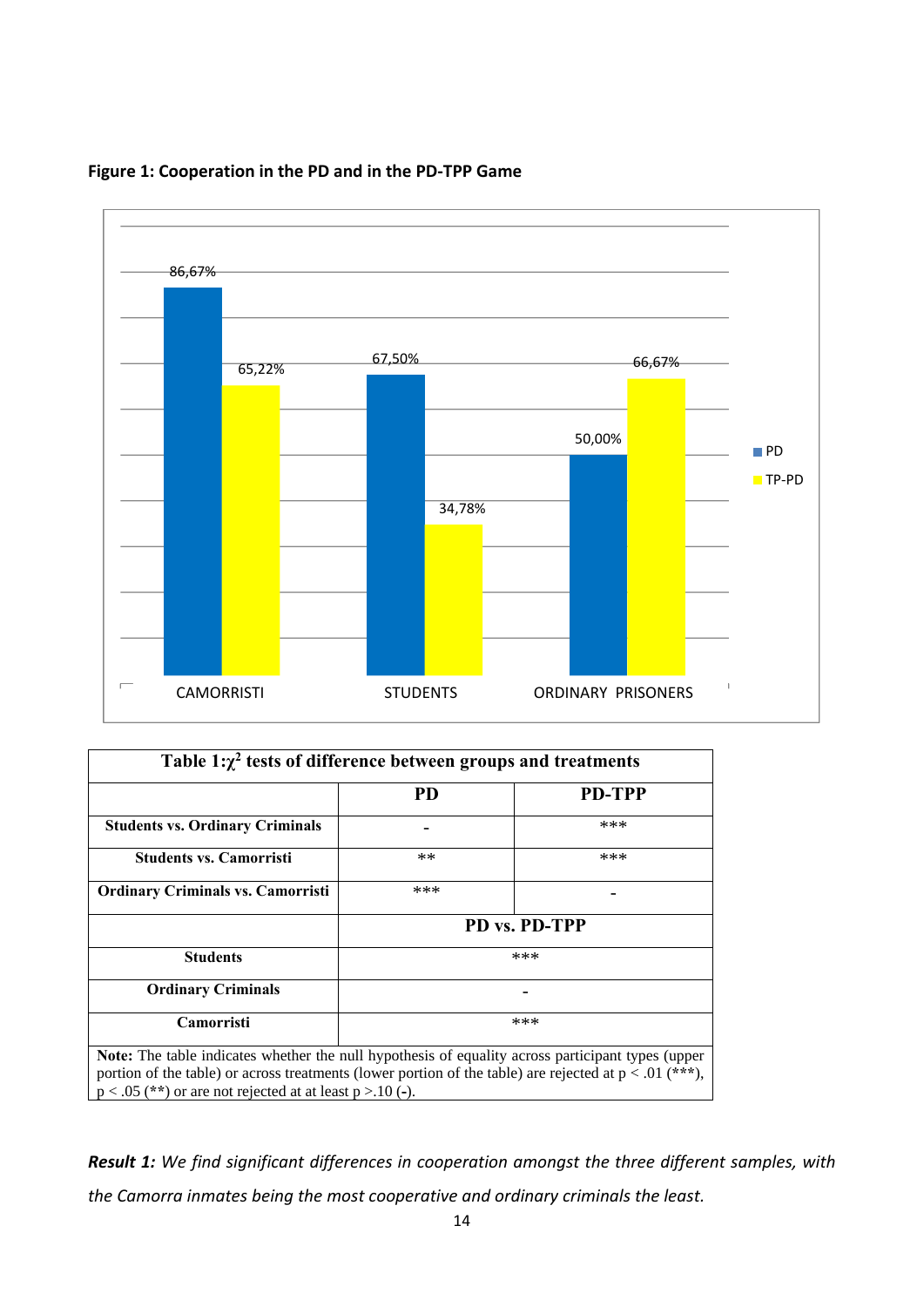**Figure 1: Cooperation in the PD and in the PD-TPP Game**

| | PD | TP-PD |
|---|---|---|
| CAMORRISTI | 86,67% | 65,22% |
| STUDENTS | 67,50% | 34,78% |
| ORDINARY PRISONERS | 50,00% | 66,67% |

**Table 1: $\chi^2$ tests of difference between groups and treatments**

| | PD | PD-TPP |
|---|---|---|
| **Students vs. Ordinary Criminals** | - | *** |
| **Students vs. Camorristi** | ** | *** |
| **Ordinary Criminals vs. Camorristi** | *** | - |
| | **PD vs. PD-TPP** | |
| **Students** | *** | |
| **Ordinary Criminals** | - | |
| **Camorristi** | *** | |

**Note:** The table indicates whether the null hypothesis of equality across participant types (upper portion of the table) or across treatments (lower portion of the table) are rejected at $p < .01$ (**\*\*\***), $p < .05$ (**\*\***) or are not rejected at at least $p > .10$ (**-**).

***Result 1:*** *We find significant differences in cooperation amongst the three different samples, with the Camorra inmates being the most cooperative and ordinary criminals the least.*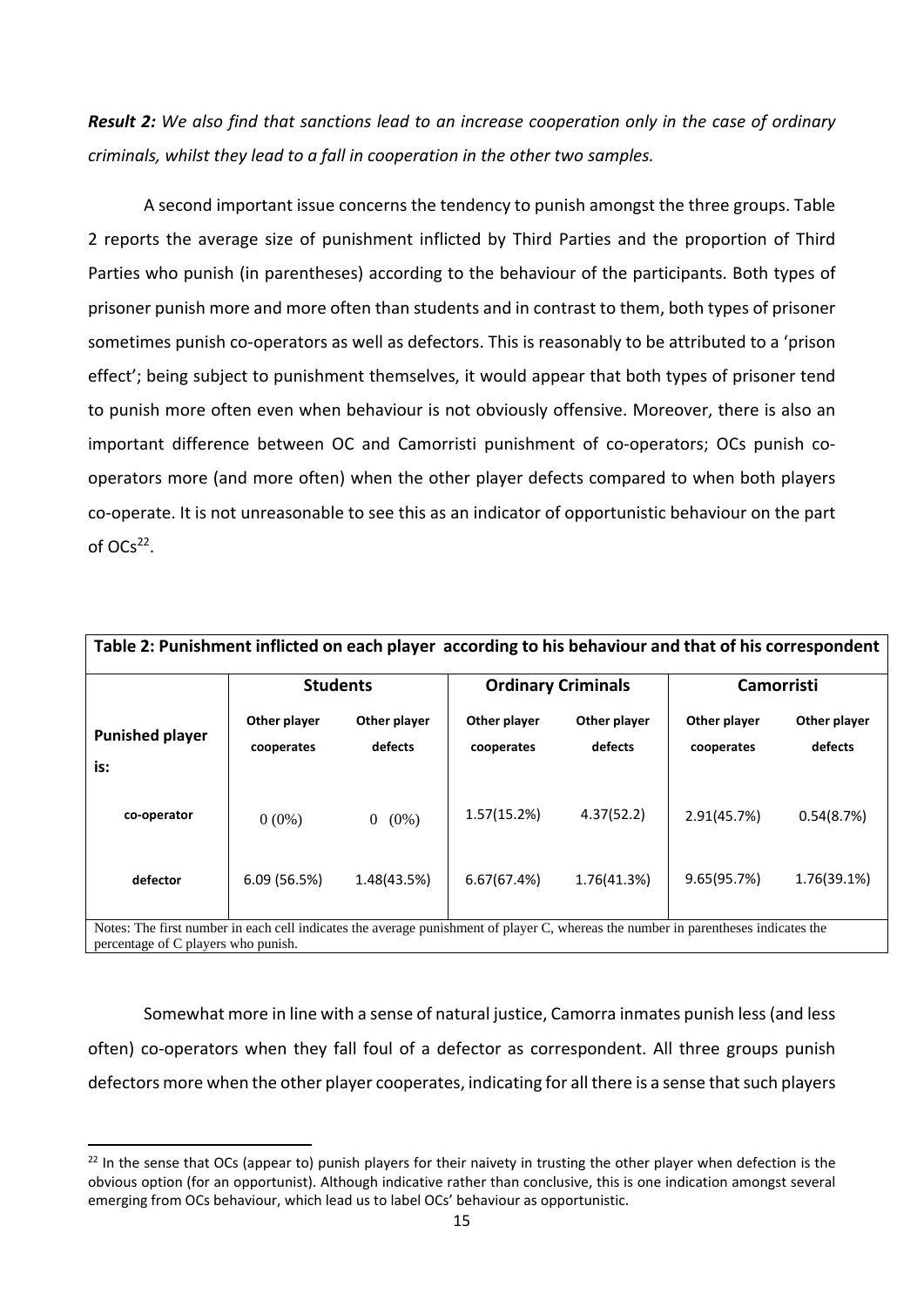***Result 2:** We also find that sanctions lead to an increase cooperation only in the case of ordinary criminals, whilst they lead to a fall in cooperation in the other two samples.*

A second important issue concerns the tendency to punish amongst the three groups. Table 2 reports the average size of punishment inflicted by Third Parties and the proportion of Third Parties who punish (in parentheses) according to the behaviour of the participants. Both types of prisoner punish more and more often than students and in contrast to them, both types of prisoner sometimes punish co-operators as well as defectors. This is reasonably to be attributed to a 'prison effect'; being subject to punishment themselves, it would appear that both types of prisoner tend to punish more often even when behaviour is not obviously offensive. Moreover, there is also an important difference between OC and Camorristi punishment of co-operators; OCs punish co-operators more (and more often) when the other player defects compared to when both players co-operate. It is not unreasonable to see this as an indicator of opportunistic behaviour on the part of OCs[22].

**Table 2: Punishment inflicted on each player according to his behaviour and that of his correspondent**

| | **Students** | | **Ordinary Criminals** | | **Camorristi** | |
|---|---|---|---|---|---|---|
| **Punished player is:** | **Other player cooperates** | **Other player defects** | **Other player cooperates** | **Other player defects** | **Other player cooperates** | **Other player defects** |
| **co-operator** | 0 (0%) | 0 (0%) | 1.57(15.2%) | 4.37(52.2) | 2.91(45.7%) | 0.54(8.7%) |
| **defector** | 6.09 (56.5%) | 1.48(43.5%) | 6.67(67.4%) | 1.76(41.3%) | 9.65(95.7%) | 1.76(39.1%) |

Notes: The first number in each cell indicates the average punishment of player C, whereas the number in parentheses indicates the percentage of C players who punish.

Somewhat more in line with a sense of natural justice, Camorra inmates punish less (and less often) co-operators when they fall foul of a defector as correspondent. All three groups punish defectors more when the other player cooperates, indicating for all there is a sense that such players

[22] In the sense that OCs (appear to) punish players for their naivety in trusting the other player when defection is the obvious option (for an opportunist). Although indicative rather than conclusive, this is one indication amongst several emerging from OCs behaviour, which lead us to label OCs' behaviour as opportunistic.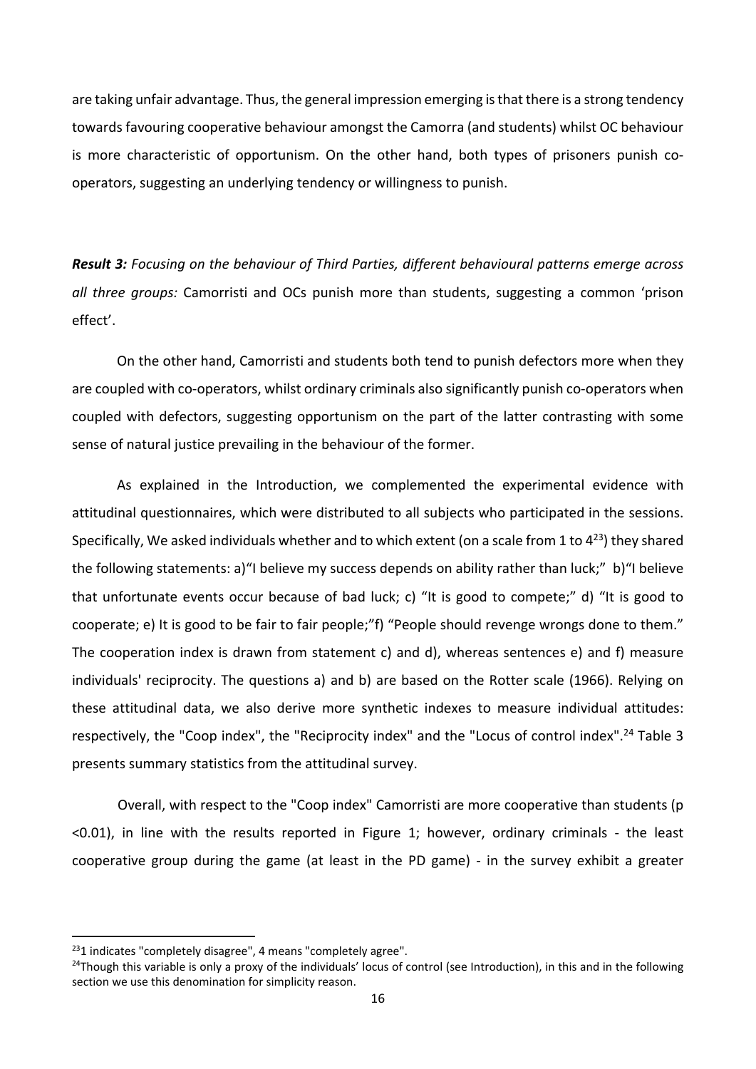are taking unfair advantage. Thus, the general impression emerging is that there is a strong tendency towards favouring cooperative behaviour amongst the Camorra (and students) whilst OC behaviour is more characteristic of opportunism. On the other hand, both types of prisoners punish co-operators, suggesting an underlying tendency or willingness to punish.

***Result 3:*** *Focusing on the behaviour of Third Parties, different behavioural patterns emerge across all three groups:* Camorristi and OCs punish more than students, suggesting a common 'prison effect'.

On the other hand, Camorristi and students both tend to punish defectors more when they are coupled with co-operators, whilst ordinary criminals also significantly punish co-operators when coupled with defectors, suggesting opportunism on the part of the latter contrasting with some sense of natural justice prevailing in the behaviour of the former.

As explained in the Introduction, we complemented the experimental evidence with attitudinal questionnaires, which were distributed to all subjects who participated in the sessions. Specifically, We asked individuals whether and to which extent (on a scale from 1 to 4[23]) they shared the following statements: a)"I believe my success depends on ability rather than luck;" b)"I believe that unfortunate events occur because of bad luck; c) "It is good to compete;" d) "It is good to cooperate; e) It is good to be fair to fair people;"f) "People should revenge wrongs done to them." The cooperation index is drawn from statement c) and d), whereas sentences e) and f) measure individuals' reciprocity. The questions a) and b) are based on the Rotter scale (1966). Relying on these attitudinal data, we also derive more synthetic indexes to measure individual attitudes: respectively, the "Coop index", the "Reciprocity index" and the "Locus of control index".[24] Table 3 presents summary statistics from the attitudinal survey.

Overall, with respect to the "Coop index" Camorristi are more cooperative than students ($p < 0.01$), in line with the results reported in Figure 1; however, ordinary criminals - the least cooperative group during the game (at least in the PD game) - in the survey exhibit a greater

[23] 1 indicates "completely disagree", 4 means "completely agree".

[24] Though this variable is only a proxy of the individuals' locus of control (see Introduction), in this and in the following section we use this denomination for simplicity reason.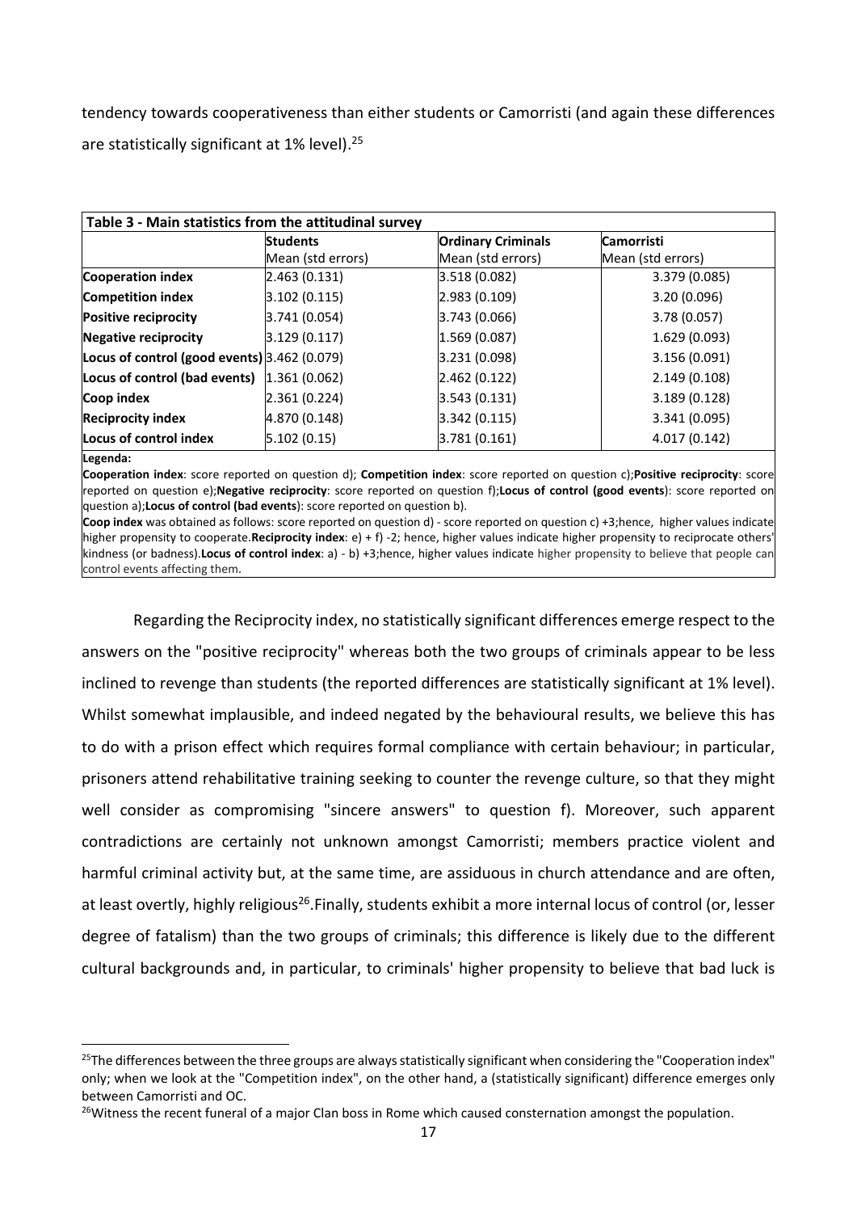tendency towards cooperativeness than either students or Camorristi (and again these differences are statistically significant at 1% level).[25]

| Table 3 - Main statistics from the attitudinal survey | | | |
|---|---|---|---|
| | **Students** Mean (std errors) | **Ordinary Criminals** Mean (std errors) | **Camorristi** Mean (std errors) |
| **Cooperation index** | 2.463 (0.131) | 3.518 (0.082) | 3.379 (0.085) |
| **Competition index** | 3.102 (0.115) | 2.983 (0.109) | 3.20 (0.096) |
| **Positive reciprocity** | 3.741 (0.054) | 3.743 (0.066) | 3.78 (0.057) |
| **Negative reciprocity** | 3.129 (0.117) | 1.569 (0.087) | 1.629 (0.093) |
| **Locus of control (good events)** | 3.462 (0.079) | 3.231 (0.098) | 3.156 (0.091) |
| **Locus of control (bad events)** | 1.361 (0.062) | 2.462 (0.122) | 2.149 (0.108) |
| **Coop index** | 2.361 (0.224) | 3.543 (0.131) | 3.189 (0.128) |
| **Reciprocity index** | 4.870 (0.148) | 3.342 (0.115) | 3.341 (0.095) |
| **Locus of control index** | 5.102 (0.15) | 3.781 (0.161) | 4.017 (0.142) |

**Legenda:**

**Cooperation index**: score reported on question d); **Competition index**: score reported on question c);**Positive reciprocity**: score reported on question e);**Negative reciprocity**: score reported on question f);**Locus of control (good events)**: score reported on question a);**Locus of control (bad events)**: score reported on question b).

**Coop index** was obtained as follows: score reported on question d) - score reported on question c) +3;hence, higher values indicate higher propensity to cooperate.**Reciprocity index**: e) + f) -2; hence, higher values indicate higher propensity to reciprocate others' kindness (or badness).**Locus of control index**: a) - b) +3;hence, higher values indicate higher propensity to believe that people can control events affecting them.

Regarding the Reciprocity index, no statistically significant differences emerge respect to the answers on the "positive reciprocity" whereas both the two groups of criminals appear to be less inclined to revenge than students (the reported differences are statistically significant at 1% level). Whilst somewhat implausible, and indeed negated by the behavioural results, we believe this has to do with a prison effect which requires formal compliance with certain behaviour; in particular, prisoners attend rehabilitative training seeking to counter the revenge culture, so that they might well consider as compromising "sincere answers" to question f). Moreover, such apparent contradictions are certainly not unknown amongst Camorristi; members practice violent and harmful criminal activity but, at the same time, are assiduous in church attendance and are often, at least overtly, highly religious[26].Finally, students exhibit a more internal locus of control (or, lesser degree of fatalism) than the two groups of criminals; this difference is likely due to the different cultural backgrounds and, in particular, to criminals' higher propensity to believe that bad luck is

[25]The differences between the three groups are always statistically significant when considering the "Cooperation index" only; when we look at the "Competition index", on the other hand, a (statistically significant) difference emerges only between Camorristi and OC.

[26]Witness the recent funeral of a major Clan boss in Rome which caused consternation amongst the population.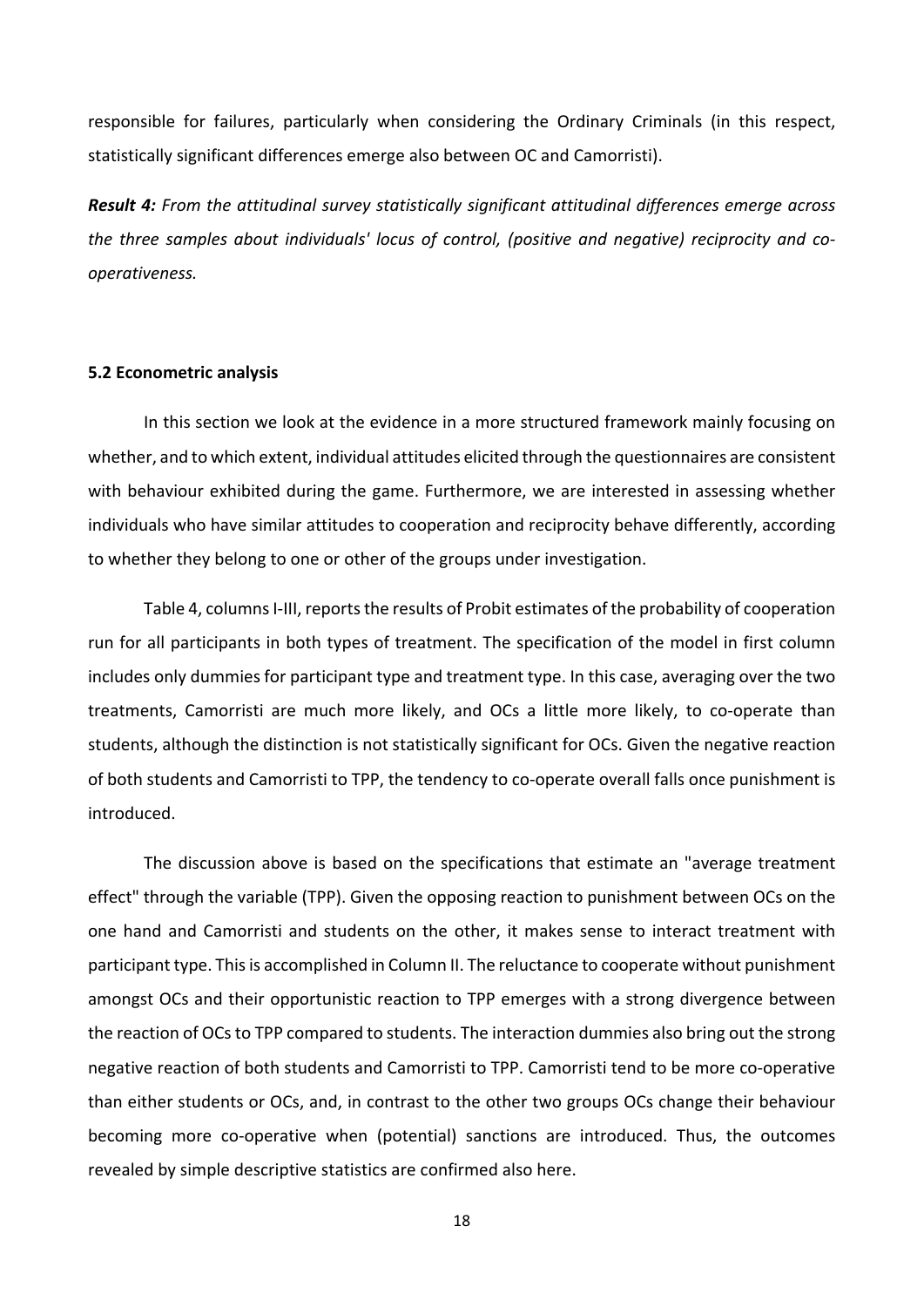responsible for failures, particularly when considering the Ordinary Criminals (in this respect, statistically significant differences emerge also between OC and Camorristi).

***Result 4:*** *From the attitudinal survey statistically significant attitudinal differences emerge across the three samples about individuals' locus of control, (positive and negative) reciprocity and co-operativeness.*

**5.2 Econometric analysis**

In this section we look at the evidence in a more structured framework mainly focusing on whether, and to which extent, individual attitudes elicited through the questionnaires are consistent with behaviour exhibited during the game. Furthermore, we are interested in assessing whether individuals who have similar attitudes to cooperation and reciprocity behave differently, according to whether they belong to one or other of the groups under investigation.

Table 4, columns I-III, reports the results of Probit estimates of the probability of cooperation run for all participants in both types of treatment. The specification of the model in first column includes only dummies for participant type and treatment type. In this case, averaging over the two treatments, Camorristi are much more likely, and OCs a little more likely, to co-operate than students, although the distinction is not statistically significant for OCs. Given the negative reaction of both students and Camorristi to TPP, the tendency to co-operate overall falls once punishment is introduced.

The discussion above is based on the specifications that estimate an "average treatment effect" through the variable (TPP). Given the opposing reaction to punishment between OCs on the one hand and Camorristi and students on the other, it makes sense to interact treatment with participant type. This is accomplished in Column II. The reluctance to cooperate without punishment amongst OCs and their opportunistic reaction to TPP emerges with a strong divergence between the reaction of OCs to TPP compared to students. The interaction dummies also bring out the strong negative reaction of both students and Camorristi to TPP. Camorristi tend to be more co-operative than either students or OCs, and, in contrast to the other two groups OCs change their behaviour becoming more co-operative when (potential) sanctions are introduced. Thus, the outcomes revealed by simple descriptive statistics are confirmed also here.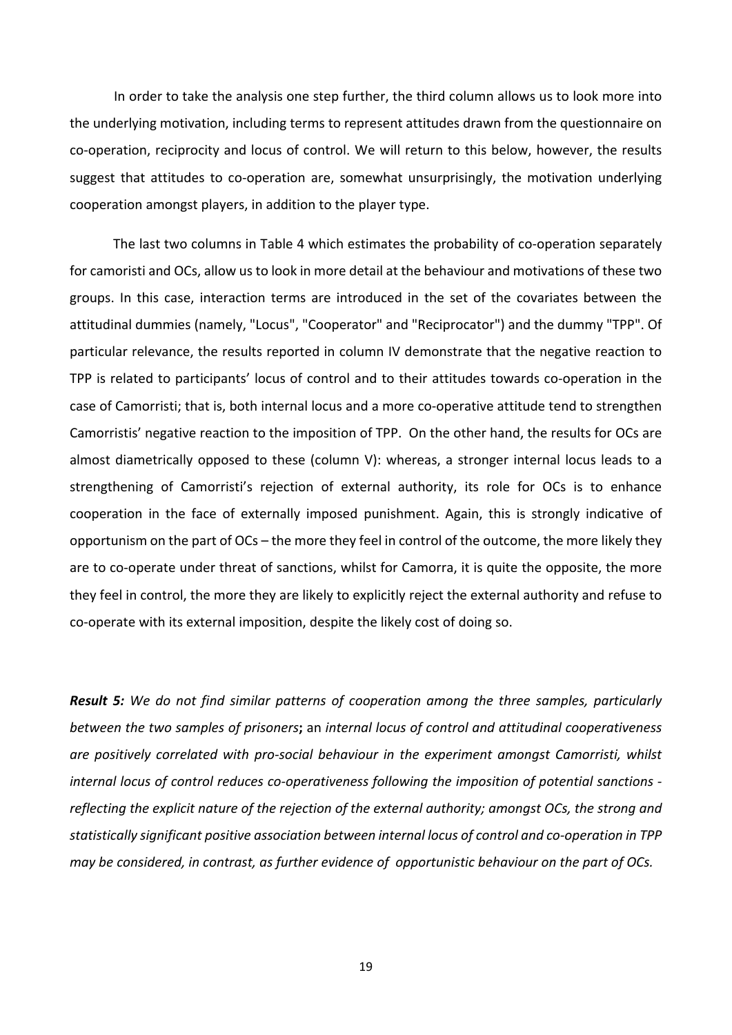In order to take the analysis one step further, the third column allows us to look more into the underlying motivation, including terms to represent attitudes drawn from the questionnaire on co-operation, reciprocity and locus of control. We will return to this below, however, the results suggest that attitudes to co-operation are, somewhat unsurprisingly, the motivation underlying cooperation amongst players, in addition to the player type.

The last two columns in Table 4 which estimates the probability of co-operation separately for camoristi and OCs, allow us to look in more detail at the behaviour and motivations of these two groups. In this case, interaction terms are introduced in the set of the covariates between the attitudinal dummies (namely, "Locus", "Cooperator" and "Reciprocator") and the dummy "TPP". Of particular relevance, the results reported in column IV demonstrate that the negative reaction to TPP is related to participants' locus of control and to their attitudes towards co-operation in the case of Camorristi; that is, both internal locus and a more co-operative attitude tend to strengthen Camorristis' negative reaction to the imposition of TPP. On the other hand, the results for OCs are almost diametrically opposed to these (column V): whereas, a stronger internal locus leads to a strengthening of Camorristi's rejection of external authority, its role for OCs is to enhance cooperation in the face of externally imposed punishment. Again, this is strongly indicative of opportunism on the part of OCs – the more they feel in control of the outcome, the more likely they are to co-operate under threat of sanctions, whilst for Camorra, it is quite the opposite, the more they feel in control, the more they are likely to explicitly reject the external authority and refuse to co-operate with its external imposition, despite the likely cost of doing so.

***Result 5:*** *We do not find similar patterns of cooperation among the three samples, particularly between the two samples of prisoners***;** an *internal locus of control and attitudinal cooperativeness are positively correlated with pro-social behaviour in the experiment amongst Camorristi, whilst internal locus of control reduces co-operativeness following the imposition of potential sanctions - reflecting the explicit nature of the rejection of the external authority; amongst OCs, the strong and statistically significant positive association between internal locus of control and co-operation in TPP may be considered, in contrast, as further evidence of opportunistic behaviour on the part of OCs.*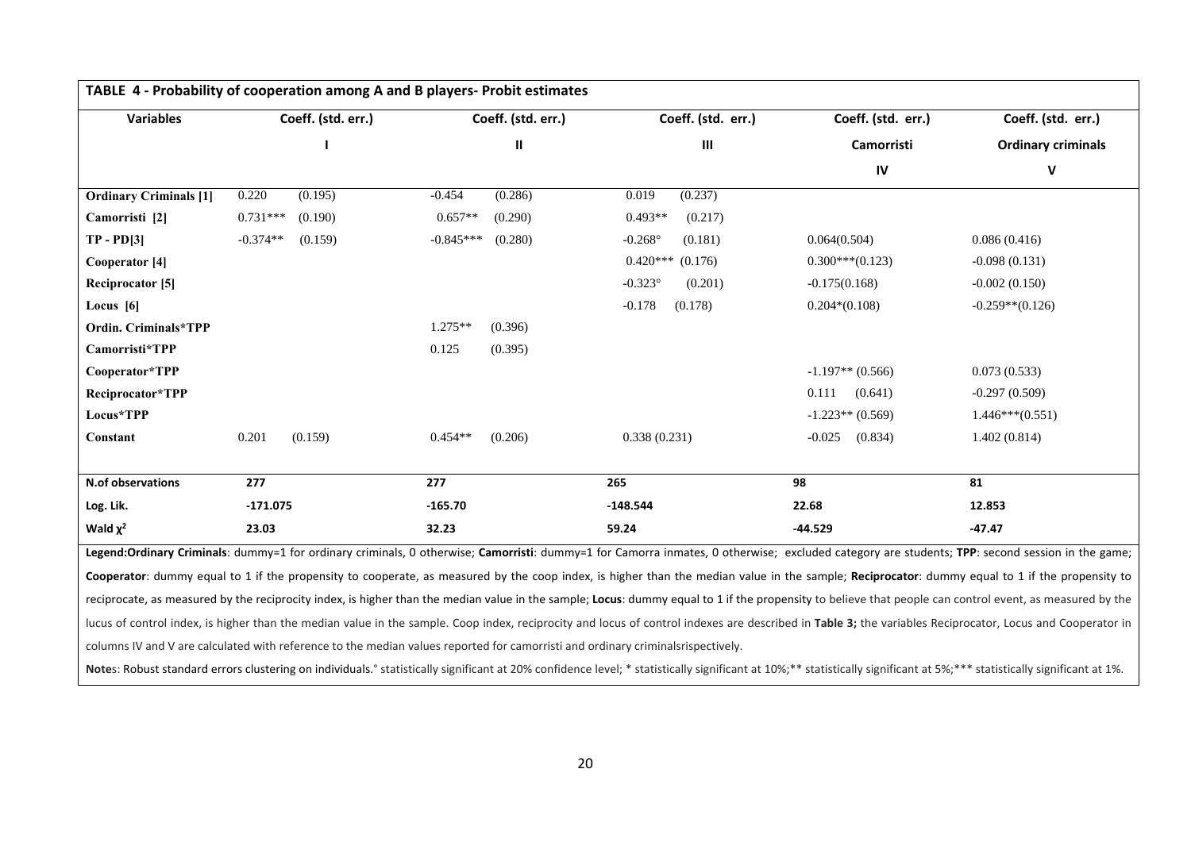| **TABLE 4 - Probability of cooperation among A and B players- Probit estimates** | | | | | |
|---|---|---|---|---|---|
| **Variables** | **Coeff. (std. err.)** | **Coeff. (std. err.)** | **Coeff. (std. err.)** | **Coeff. (std. err.)** | **Coeff. (std. err.)** |
| | **I** | **II** | **III** | **Camorristi** | **Ordinary criminals** |
| | | | | **IV** | **V** |
| **Ordinary Criminals [1]** | 0.220 (0.195) | -0.454 (0.286) | 0.019 (0.237) | | |
| **Camorristi [2]** | 0.731*** (0.190) | 0.657** (0.290) | 0.493** (0.217) | | |
| **TP - PD[3]** | -0.374** (0.159) | -0.845*** (0.280) | -0.268° (0.181) | 0.064(0.504) | 0.086 (0.416) |
| **Cooperator [4]** | | | 0.420*** (0.176) | 0.300***(0.123) | -0.098 (0.131) |
| **Reciprocator [5]** | | | -0.323° (0.201) | -0.175(0.168) | -0.002 (0.150) |
| **Locus [6]** | | | -0.178 (0.178) | 0.204*(0.108) | -0.259**(0.126) |
| **Ordin. Criminals*TPP** | | 1.275** (0.396) | | | |
| **Camorristi*TPP** | | 0.125 (0.395) | | | |
| **Cooperator*TPP** | | | | -1.197** (0.566) | 0.073 (0.533) |
| **Reciprocator*TPP** | | | | 0.111 (0.641) | -0.297 (0.509) |
| **Locus*TPP** | | | | -1.223** (0.569) | 1.446***(0.551) |
| **Constant** | 0.201 (0.159) | 0.454** (0.206) | 0.338 (0.231) | -0.025 (0.834) | 1.402 (0.814) |
| **N.of observations** | **277** | **277** | **265** | **98** | **81** |
| **Log. Lik.** | **-171.075** | **-165.70** | **-148.544** | **22.68** | **12.853** |
| **Wald $\chi^2$** | **23.03** | **32.23** | **59.24** | **-44.529** | **-47.47** |

**Legend:Ordinary Criminals**: dummy=1 for ordinary criminals, 0 otherwise; **Camorristi**: dummy=1 for Camorra inmates, 0 otherwise; excluded category are students; **TPP**: second session in the game; **Cooperator**: dummy equal to 1 if the propensity to cooperate, as measured by the coop index, is higher than the median value in the sample; **Reciprocator**: dummy equal to 1 if the propensity to reciprocate, as measured by the reciprocity index, is higher than the median value in the sample; **Locus**: dummy equal to 1 if the propensity to believe that people can control event, as measured by the lucus of control index, is higher than the median value in the sample. Coop index, reciprocity and locus of control indexes are described in **Table 3;** the variables Reciprocator, Locus and Cooperator in columns IV and V are calculated with reference to the median values reported for camorristi and ordinary criminalsrispectively.

**Note**s: Robust standard errors clustering on individuals.° statistically significant at 20% confidence level; * statistically significant at 10%;** statistically significant at 5%;*** statistically significant at 1%.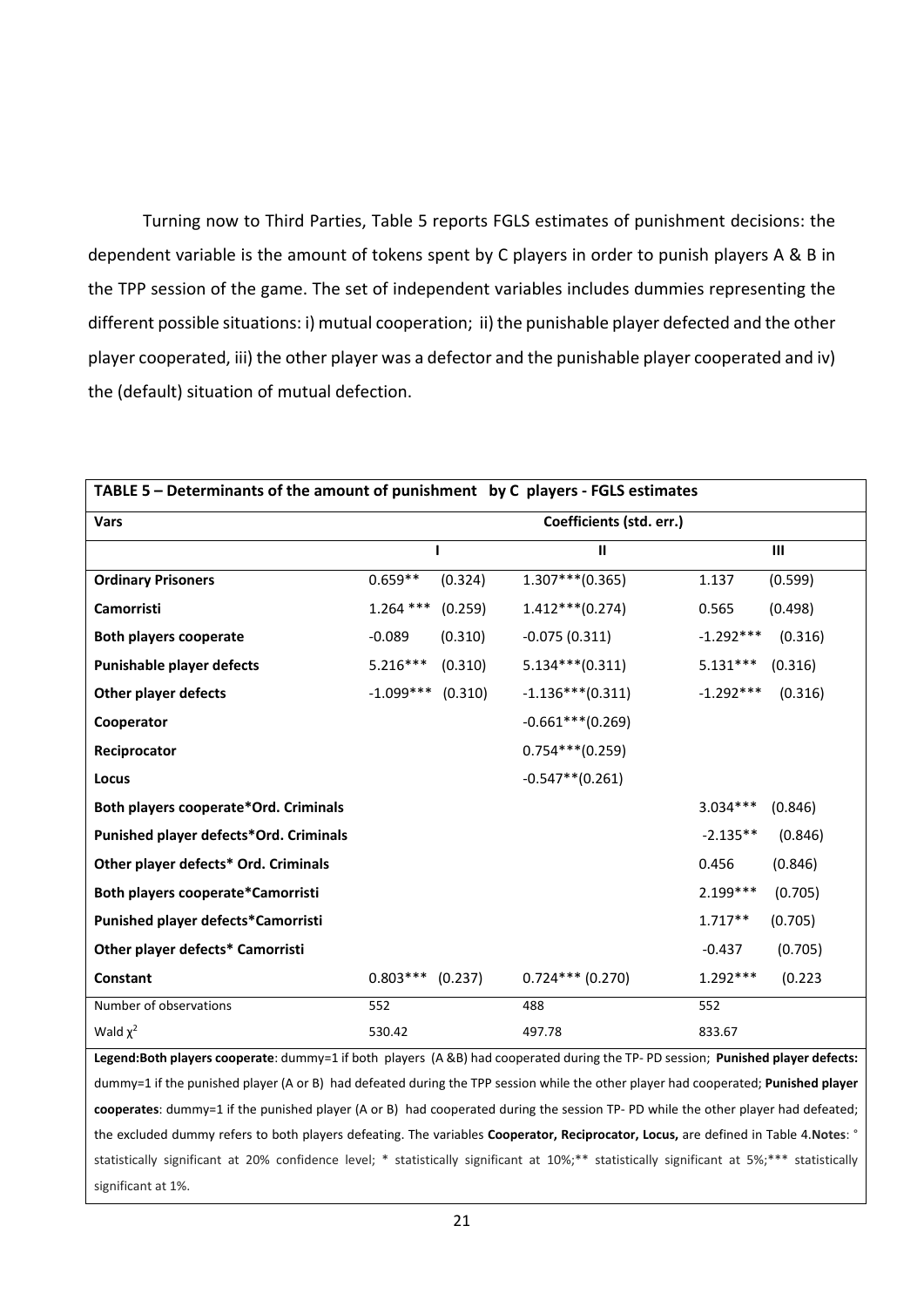Turning now to Third Parties, Table 5 reports FGLS estimates of punishment decisions: the dependent variable is the amount of tokens spent by C players in order to punish players A & B in the TPP session of the game. The set of independent variables includes dummies representing the different possible situations: i) mutual cooperation; ii) the punishable player defected and the other player cooperated, iii) the other player was a defector and the punishable player cooperated and iv) the (default) situation of mutual defection.

| **TABLE 5 – Determinants of the amount of punishment by C players - FGLS estimates** | | | |
|---|---|---|---|
| **Vars** | **Coefficients (std. err.)** | | |
| | **I** | **II** | **III** |
| **Ordinary Prisoners** | 0.659** (0.324) | 1.307***(0.365) | 1.137 (0.599) |
| **Camorristi** | 1.264 *** (0.259) | 1.412***(0.274) | 0.565 (0.498) |
| **Both players cooperate** | -0.089 (0.310) | -0.075 (0.311) | -1.292*** (0.316) |
| **Punishable player defects** | 5.216*** (0.310) | 5.134***(0.311) | 5.131*** (0.316) |
| **Other player defects** | -1.099*** (0.310) | -1.136***(0.311) | -1.292*** (0.316) |
| **Cooperator** | | -0.661***(0.269) | |
| **Reciprocator** | | 0.754***(0.259) | |
| **Locus** | | -0.547**(0.261) | |
| **Both players cooperate*Ord. Criminals** | | | 3.034*** (0.846) |
| **Punished player defects*Ord. Criminals** | | | -2.135** (0.846) |
| **Other player defects* Ord. Criminals** | | | 0.456 (0.846) |
| **Both players cooperate*Camorristi** | | | 2.199*** (0.705) |
| **Punished player defects*Camorristi** | | | 1.717** (0.705) |
| **Other player defects* Camorristi** | | | -0.437 (0.705) |
| **Constant** | 0.803*** (0.237) | 0.724*** (0.270) | 1.292*** (0.223 |
| Number of observations | 552 | 488 | 552 |
| Wald $\chi^2$ | 530.42 | 497.78 | 833.67 |

**Legend:Both players cooperate**: dummy=1 if both players (A &B) had cooperated during the TP- PD session; **Punished player defects:** dummy=1 if the punished player (A or B) had defeated during the TPP session while the other player had cooperated; **Punished player cooperates**: dummy=1 if the punished player (A or B) had cooperated during the session TP- PD while the other player had defeated; the excluded dummy refers to both players defeating. The variables **Cooperator, Reciprocator, Locus,** are defined in Table 4.**Notes**: ° statistically significant at 20% confidence level; * statistically significant at 10%;** statistically significant at 5%;*** statistically significant at 1%.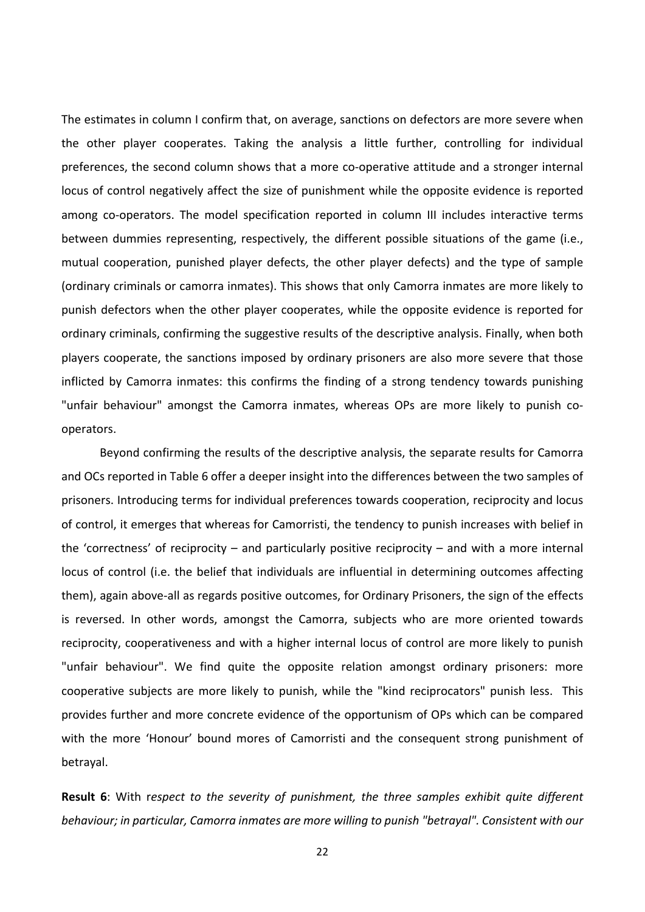The estimates in column I confirm that, on average, sanctions on defectors are more severe when the other player cooperates. Taking the analysis a little further, controlling for individual preferences, the second column shows that a more co-operative attitude and a stronger internal locus of control negatively affect the size of punishment while the opposite evidence is reported among co-operators. The model specification reported in column III includes interactive terms between dummies representing, respectively, the different possible situations of the game (i.e., mutual cooperation, punished player defects, the other player defects) and the type of sample (ordinary criminals or camorra inmates). This shows that only Camorra inmates are more likely to punish defectors when the other player cooperates, while the opposite evidence is reported for ordinary criminals, confirming the suggestive results of the descriptive analysis. Finally, when both players cooperate, the sanctions imposed by ordinary prisoners are also more severe that those inflicted by Camorra inmates: this confirms the finding of a strong tendency towards punishing "unfair behaviour" amongst the Camorra inmates, whereas OPs are more likely to punish co-operators.

Beyond confirming the results of the descriptive analysis, the separate results for Camorra and OCs reported in Table 6 offer a deeper insight into the differences between the two samples of prisoners. Introducing terms for individual preferences towards cooperation, reciprocity and locus of control, it emerges that whereas for Camorristi, the tendency to punish increases with belief in the 'correctness' of reciprocity – and particularly positive reciprocity – and with a more internal locus of control (i.e. the belief that individuals are influential in determining outcomes affecting them), again above-all as regards positive outcomes, for Ordinary Prisoners, the sign of the effects is reversed. In other words, amongst the Camorra, subjects who are more oriented towards reciprocity, cooperativeness and with a higher internal locus of control are more likely to punish "unfair behaviour". We find quite the opposite relation amongst ordinary prisoners: more cooperative subjects are more likely to punish, while the "kind reciprocators" punish less. This provides further and more concrete evidence of the opportunism of OPs which can be compared with the more 'Honour' bound mores of Camorristi and the consequent strong punishment of betrayal.

**Result 6**: With r*espect to the severity of punishment, the three samples exhibit quite different behaviour; in particular, Camorra inmates are more willing to punish "betrayal". Consistent with our*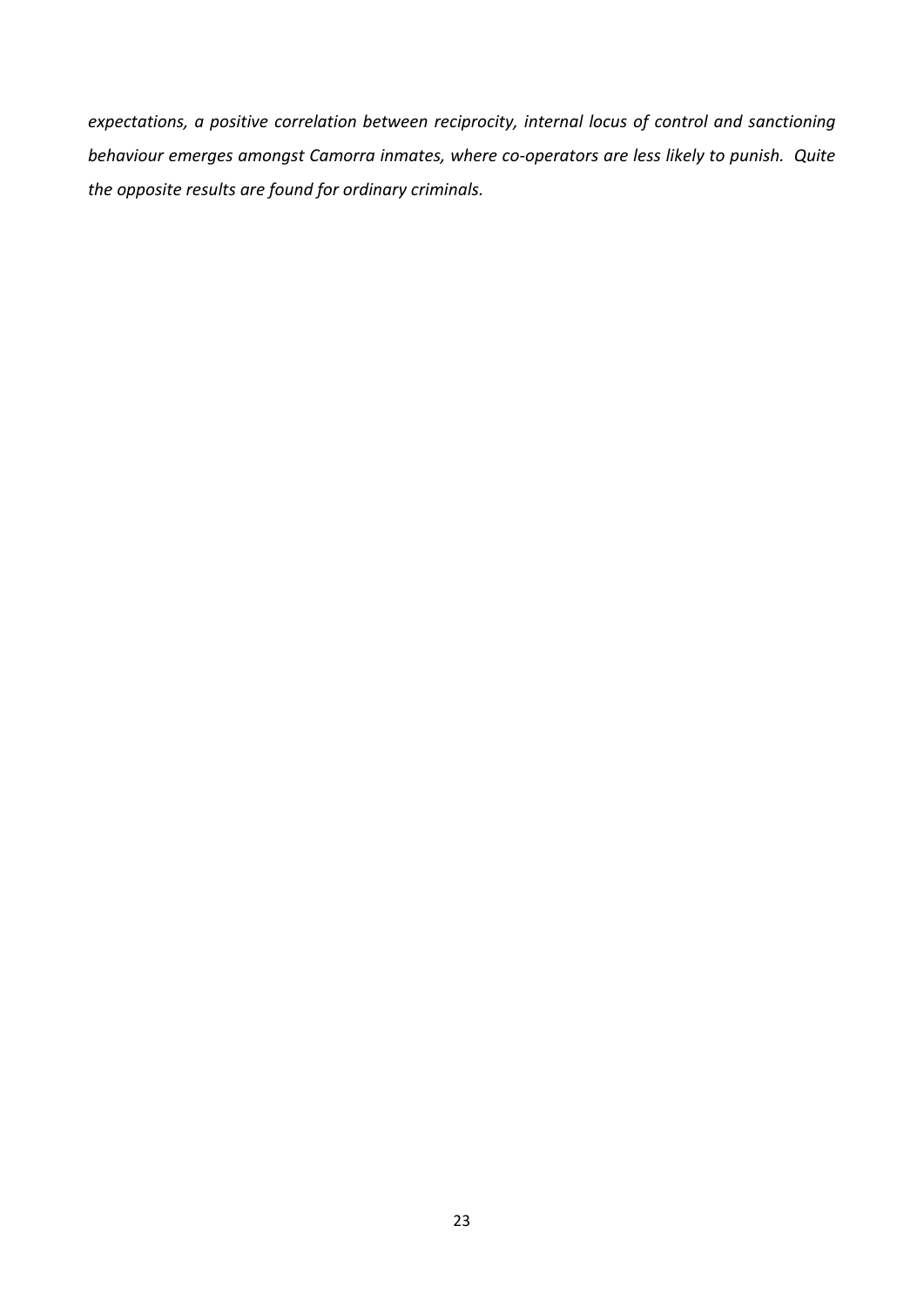*expectations, a positive correlation between reciprocity, internal locus of control and sanctioning behaviour emerges amongst Camorra inmates, where co-operators are less likely to punish. Quite the opposite results are found for ordinary criminals.*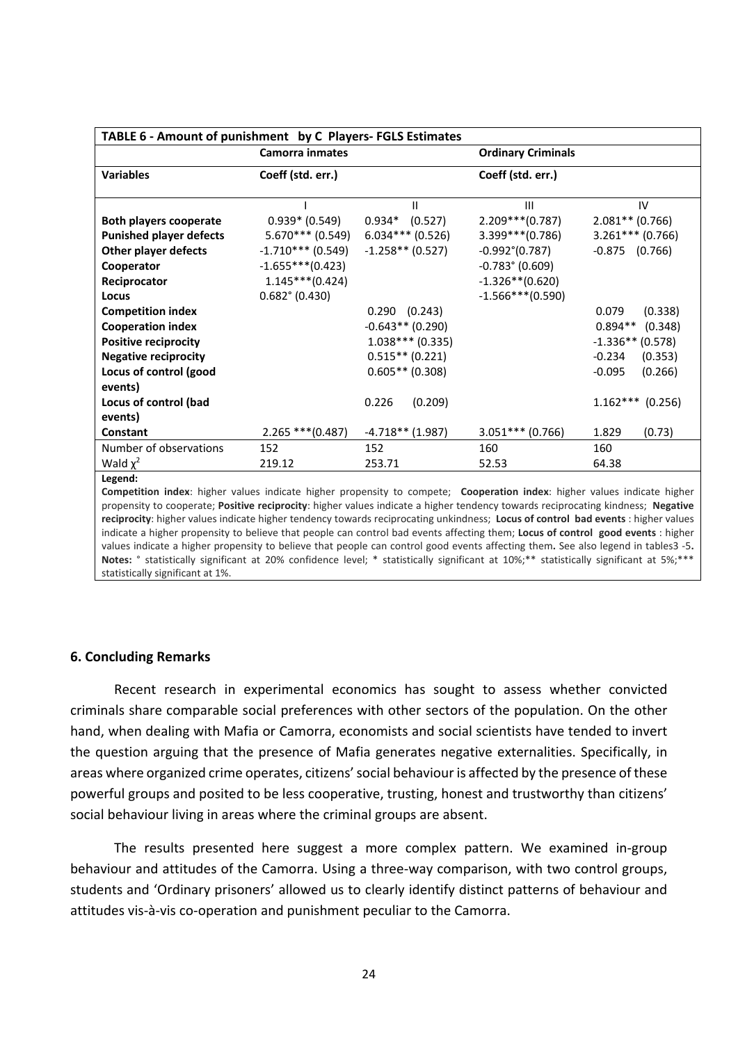| TABLE 6 - Amount of punishment by C Players- FGLS Estimates | | | | |
|---|---|---|---|---|
| | Camorra inmates | | Ordinary Criminals | |
| Variables | Coeff (std. err.) | | Coeff (std. err.) | |
| | I | II | III | IV |
| Both players cooperate | 0.939* (0.549) | 0.934* (0.527) | 2.209***(0.787) | 2.081** (0.766) |
| Punished player defects | 5.670*** (0.549) | 6.034*** (0.526) | 3.399***(0.786) | 3.261*** (0.766) |
| Other player defects | -1.710*** (0.549) | -1.258** (0.527) | -0.992°(0.787) | -0.875 (0.766) |
| Cooperator | -1.655***(0.423) | | -0.783° (0.609) | |
| Reciprocator | 1.145***(0.424) | | -1.326**(0.620) | |
| Locus | 0.682° (0.430) | | -1.566***(0.590) | |
| Competition index | | 0.290 (0.243) | | 0.079 (0.338) |
| Cooperation index | | -0.643** (0.290) | | 0.894** (0.348) |
| Positive reciprocity | | 1.038*** (0.335) | | -1.336** (0.578) |
| Negative reciprocity | | 0.515** (0.221) | | -0.234 (0.353) |
| Locus of control (good events) | | 0.605** (0.308) | | -0.095 (0.266) |
| Locus of control (bad events) | | 0.226 (0.209) | | 1.162*** (0.256) |
| Constant | 2.265 ***(0.487) | -4.718** (1.987) | 3.051*** (0.766) | 1.829 (0.73) |
| Number of observations | 152 | 152 | 160 | 160 |
| Wald $\chi^2$ | 219.12 | 253.71 | 52.53 | 64.38 |

**Legend:**
**Competition index**: higher values indicate higher propensity to compete; **Cooperation index**: higher values indicate higher propensity to cooperate; **Positive reciprocity**: higher values indicate a higher tendency towards reciprocating kindness; **Negative reciprocity**: higher values indicate higher tendency towards reciprocating unkindness; **Locus of control bad events** : higher values indicate a higher propensity to believe that people can control bad events affecting them; **Locus of control good events** : higher values indicate a higher propensity to believe that people can control good events affecting them**.** See also legend in tables3 -5**.**
**Notes:** ° statistically significant at 20% confidence level; * statistically significant at 10%;** statistically significant at 5%;*** statistically significant at 1%.

## 6. Concluding Remarks

Recent research in experimental economics has sought to assess whether convicted criminals share comparable social preferences with other sectors of the population. On the other hand, when dealing with Mafia or Camorra, economists and social scientists have tended to invert the question arguing that the presence of Mafia generates negative externalities. Specifically, in areas where organized crime operates, citizens' social behaviour is affected by the presence of these powerful groups and posited to be less cooperative, trusting, honest and trustworthy than citizens' social behaviour living in areas where the criminal groups are absent.

The results presented here suggest a more complex pattern. We examined in-group behaviour and attitudes of the Camorra. Using a three-way comparison, with two control groups, students and 'Ordinary prisoners' allowed us to clearly identify distinct patterns of behaviour and attitudes vis-à-vis co-operation and punishment peculiar to the Camorra.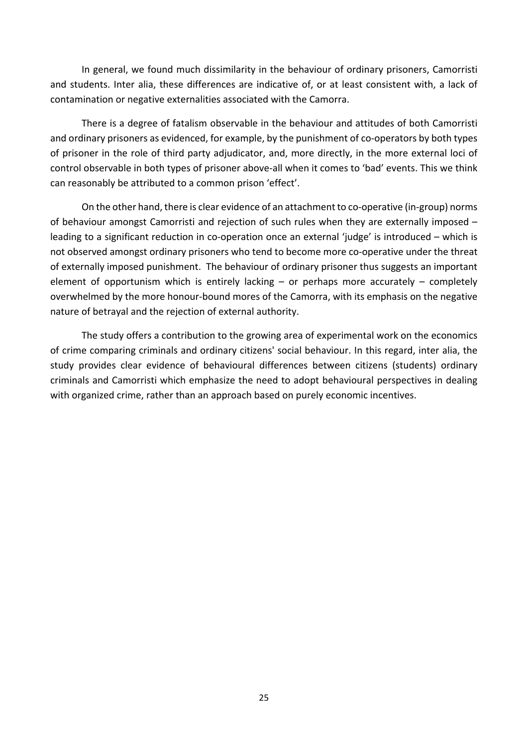In general, we found much dissimilarity in the behaviour of ordinary prisoners, Camorristi and students. Inter alia, these differences are indicative of, or at least consistent with, a lack of contamination or negative externalities associated with the Camorra.

There is a degree of fatalism observable in the behaviour and attitudes of both Camorristi and ordinary prisoners as evidenced, for example, by the punishment of co-operators by both types of prisoner in the role of third party adjudicator, and, more directly, in the more external loci of control observable in both types of prisoner above-all when it comes to 'bad' events. This we think can reasonably be attributed to a common prison 'effect'.

On the other hand, there is clear evidence of an attachment to co-operative (in-group) norms of behaviour amongst Camorristi and rejection of such rules when they are externally imposed – leading to a significant reduction in co-operation once an external 'judge' is introduced – which is not observed amongst ordinary prisoners who tend to become more co-operative under the threat of externally imposed punishment. The behaviour of ordinary prisoner thus suggests an important element of opportunism which is entirely lacking – or perhaps more accurately – completely overwhelmed by the more honour-bound mores of the Camorra, with its emphasis on the negative nature of betrayal and the rejection of external authority.

The study offers a contribution to the growing area of experimental work on the economics of crime comparing criminals and ordinary citizens' social behaviour. In this regard, inter alia, the study provides clear evidence of behavioural differences between citizens (students) ordinary criminals and Camorristi which emphasize the need to adopt behavioural perspectives in dealing with organized crime, rather than an approach based on purely economic incentives.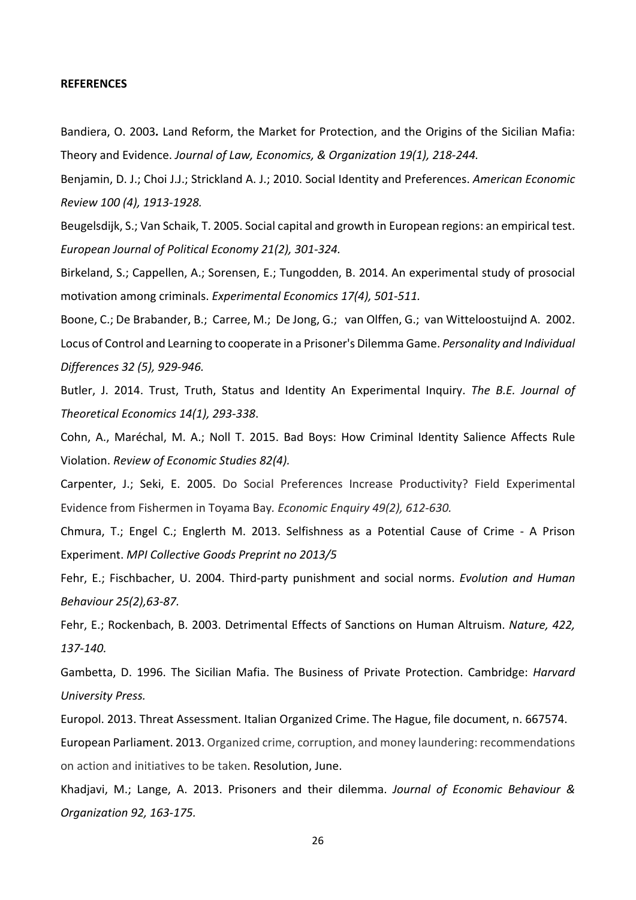**REFERENCES**

Bandiera, O. 2003**.** Land Reform, the Market for Protection, and the Origins of the Sicilian Mafia: Theory and Evidence. *Journal of Law, Economics, & Organization 19(1), 218-244.*

Benjamin, D. J.; Choi J.J.; Strickland A. J.; 2010. Social Identity and Preferences. *American Economic Review 100 (4), 1913-1928.*

Beugelsdijk, S.; Van Schaik, T. 2005. Social capital and growth in European regions: an empirical test. *European Journal of Political Economy 21(2), 301-324.*

Birkeland, S.; Cappellen, A.; Sorensen, E.; Tungodden, B. 2014. An experimental study of prosocial motivation among criminals. *Experimental Economics 17(4), 501-511.*

Boone, C.; De Brabander, B.; Carree, M.; De Jong, G.; van Olffen, G.; van Witteloostuijnd A. 2002. Locus of Control and Learning to cooperate in a Prisoner's Dilemma Game. *Personality and Individual Differences 32 (5), 929-946.*

Butler, J. 2014. Trust, Truth, Status and Identity An Experimental Inquiry. *The B.E. Journal of Theoretical Economics 14(1), 293-338*.

Cohn, A., Maréchal, M. A.; Noll T. 2015. Bad Boys: How Criminal Identity Salience Affects Rule Violation. *Review of Economic Studies 82(4).*

Carpenter, J.; Seki, E. 2005. Do Social Preferences Increase Productivity? Field Experimental Evidence from Fishermen in Toyama Bay*. Economic Enquiry 49(2), 612-630.*

Chmura, T.; Engel C.; Englerth M. 2013. Selfishness as a Potential Cause of Crime - A Prison Experiment. *MPI Collective Goods Preprint no 2013/5*

Fehr, E.; Fischbacher, U. 2004. Third-party punishment and social norms. *Evolution and Human Behaviour 25(2),63-87.*

Fehr, E.; Rockenbach, B. 2003. Detrimental Effects of Sanctions on Human Altruism. *Nature, 422, 137-140.*

Gambetta, D. 1996. The Sicilian Mafia. The Business of Private Protection. Cambridge: *Harvard University Press.*

Europol. 2013. Threat Assessment. Italian Organized Crime. The Hague, file document, n. 667574.

European Parliament. 2013. Organized crime, corruption, and money laundering: recommendations on action and initiatives to be taken. Resolution, June.

Khadjavi, M.; Lange, A. 2013. Prisoners and their dilemma. *Journal of Economic Behaviour & Organization 92, 163-175.*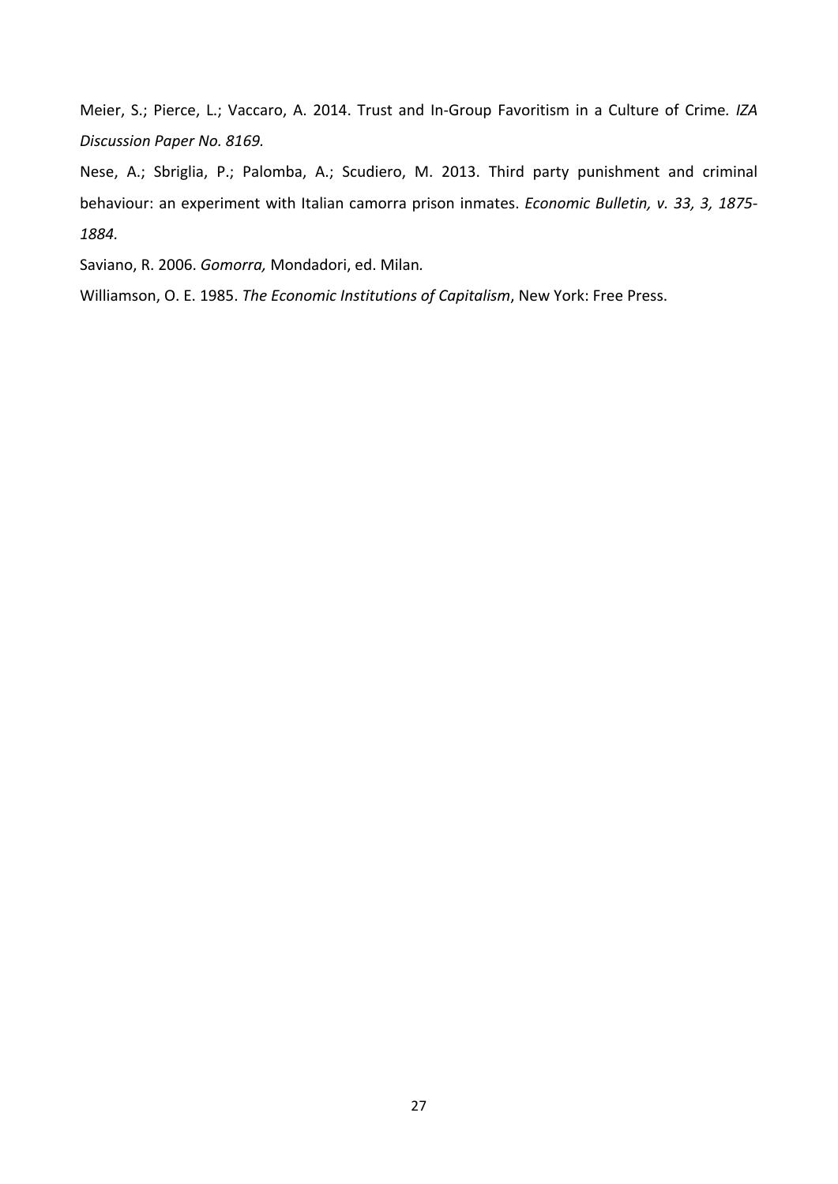Meier, S.; Pierce, L.; Vaccaro, A. 2014. Trust and In-Group Favoritism in a Culture of Crime. *IZA Discussion Paper No. 8169.*

Nese, A.; Sbriglia, P.; Palomba, A.; Scudiero, M. 2013. Third party punishment and criminal behaviour: an experiment with Italian camorra prison inmates. *Economic Bulletin, v. 33, 3, 1875-1884.*

Saviano, R. 2006. *Gomorra,* Mondadori, ed. Milan*.*

Williamson, O. E. 1985. *The Economic Institutions of Capitalism*, New York: Free Press.